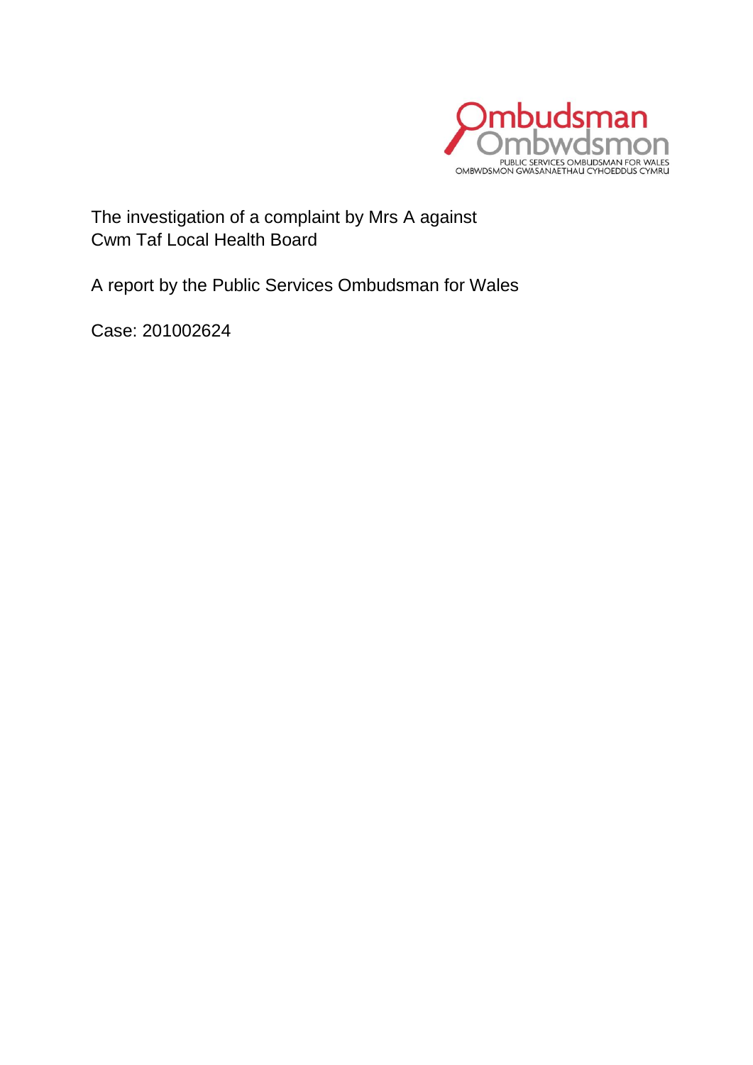Ombudsman
Ombwdsmon
PUBLIC SERVICES OMBUDSMAN FOR WALES
OMBWDSMON GWASANAETHAU CYHOEDDUS CYMRU

The investigation of a complaint by Mrs A against Cwm Taf Local Health Board

A report by the Public Services Ombudsman for Wales

Case: 201002624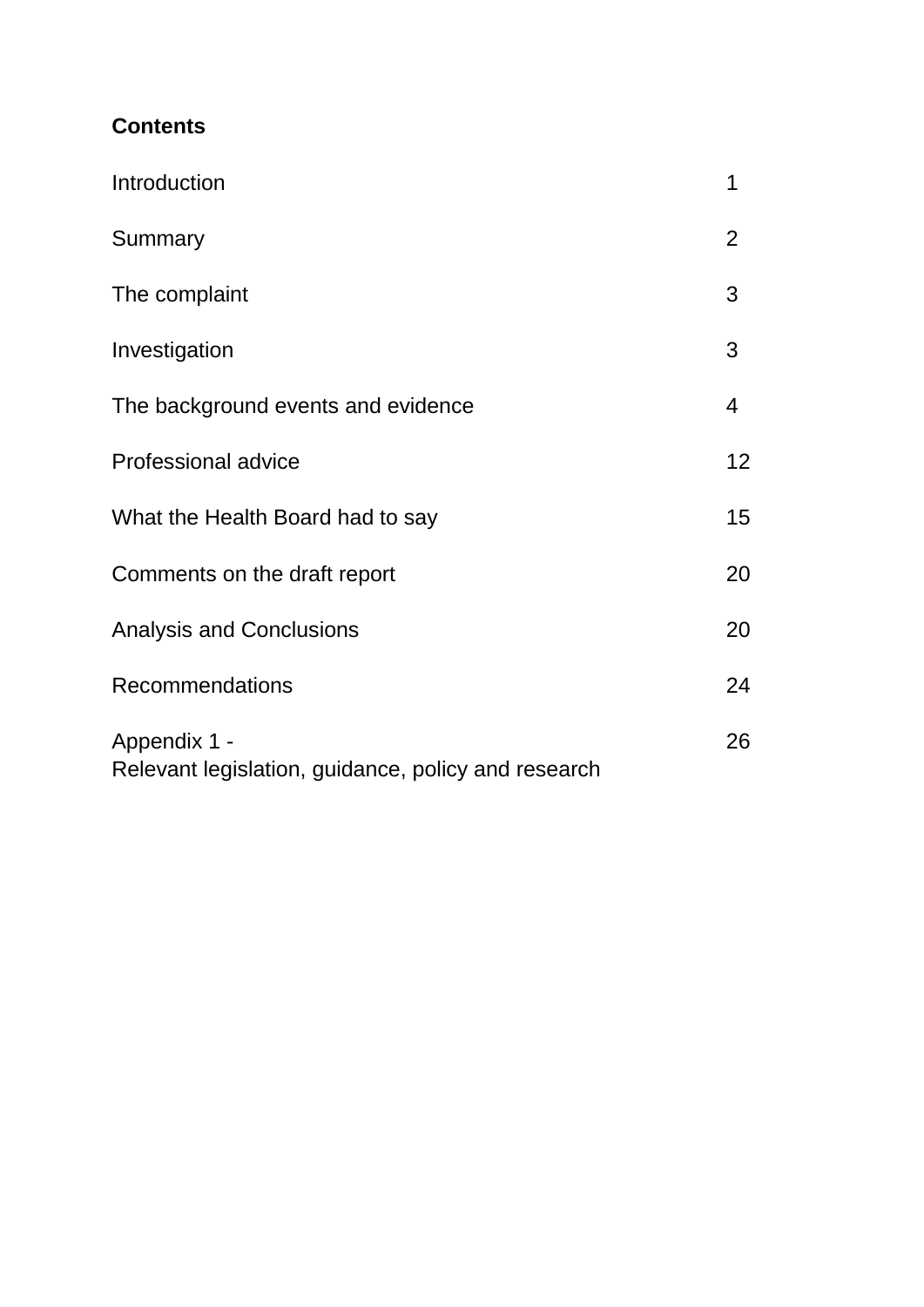**Contents**

| | |
|---|---|
| Introduction | 1 |
| Summary | 2 |
| The complaint | 3 |
| Investigation | 3 |
| The background events and evidence | 4 |
| Professional advice | 12 |
| What the Health Board had to say | 15 |
| Comments on the draft report | 20 |
| Analysis and Conclusions | 20 |
| Recommendations | 24 |
| Appendix 1 - Relevant legislation, guidance, policy and research | 26 |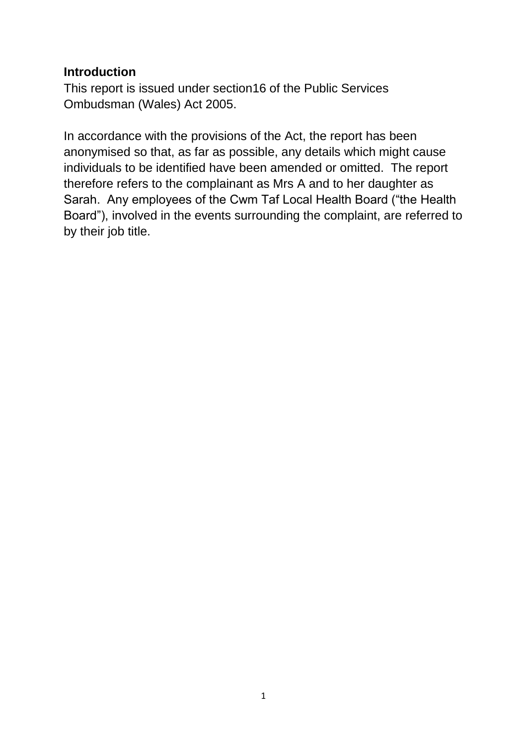**Introduction**

This report is issued under section16 of the Public Services Ombudsman (Wales) Act 2005.

In accordance with the provisions of the Act, the report has been anonymised so that, as far as possible, any details which might cause individuals to be identified have been amended or omitted. The report therefore refers to the complainant as Mrs A and to her daughter as Sarah. Any employees of the Cwm Taf Local Health Board ("the Health Board"), involved in the events surrounding the complaint, are referred to by their job title.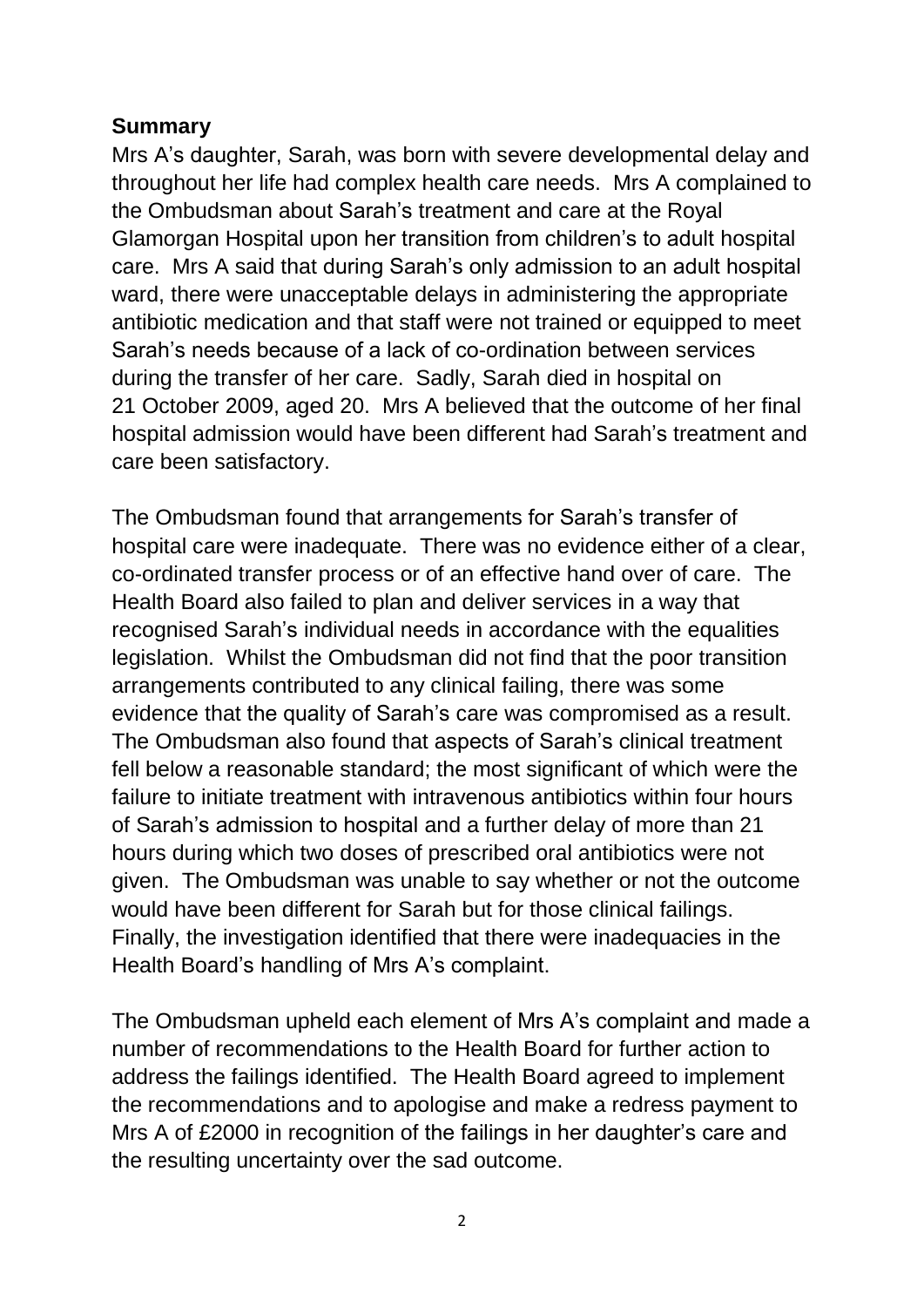## Summary

Mrs A's daughter, Sarah, was born with severe developmental delay and throughout her life had complex health care needs. Mrs A complained to the Ombudsman about Sarah's treatment and care at the Royal Glamorgan Hospital upon her transition from children's to adult hospital care. Mrs A said that during Sarah's only admission to an adult hospital ward, there were unacceptable delays in administering the appropriate antibiotic medication and that staff were not trained or equipped to meet Sarah's needs because of a lack of co-ordination between services during the transfer of her care. Sadly, Sarah died in hospital on 21 October 2009, aged 20. Mrs A believed that the outcome of her final hospital admission would have been different had Sarah's treatment and care been satisfactory.

The Ombudsman found that arrangements for Sarah's transfer of hospital care were inadequate. There was no evidence either of a clear, co-ordinated transfer process or of an effective hand over of care. The Health Board also failed to plan and deliver services in a way that recognised Sarah's individual needs in accordance with the equalities legislation. Whilst the Ombudsman did not find that the poor transition arrangements contributed to any clinical failing, there was some evidence that the quality of Sarah's care was compromised as a result. The Ombudsman also found that aspects of Sarah's clinical treatment fell below a reasonable standard; the most significant of which were the failure to initiate treatment with intravenous antibiotics within four hours of Sarah's admission to hospital and a further delay of more than 21 hours during which two doses of prescribed oral antibiotics were not given. The Ombudsman was unable to say whether or not the outcome would have been different for Sarah but for those clinical failings. Finally, the investigation identified that there were inadequacies in the Health Board's handling of Mrs A's complaint.

The Ombudsman upheld each element of Mrs A's complaint and made a number of recommendations to the Health Board for further action to address the failings identified. The Health Board agreed to implement the recommendations and to apologise and make a redress payment to Mrs A of £2000 in recognition of the failings in her daughter's care and the resulting uncertainty over the sad outcome.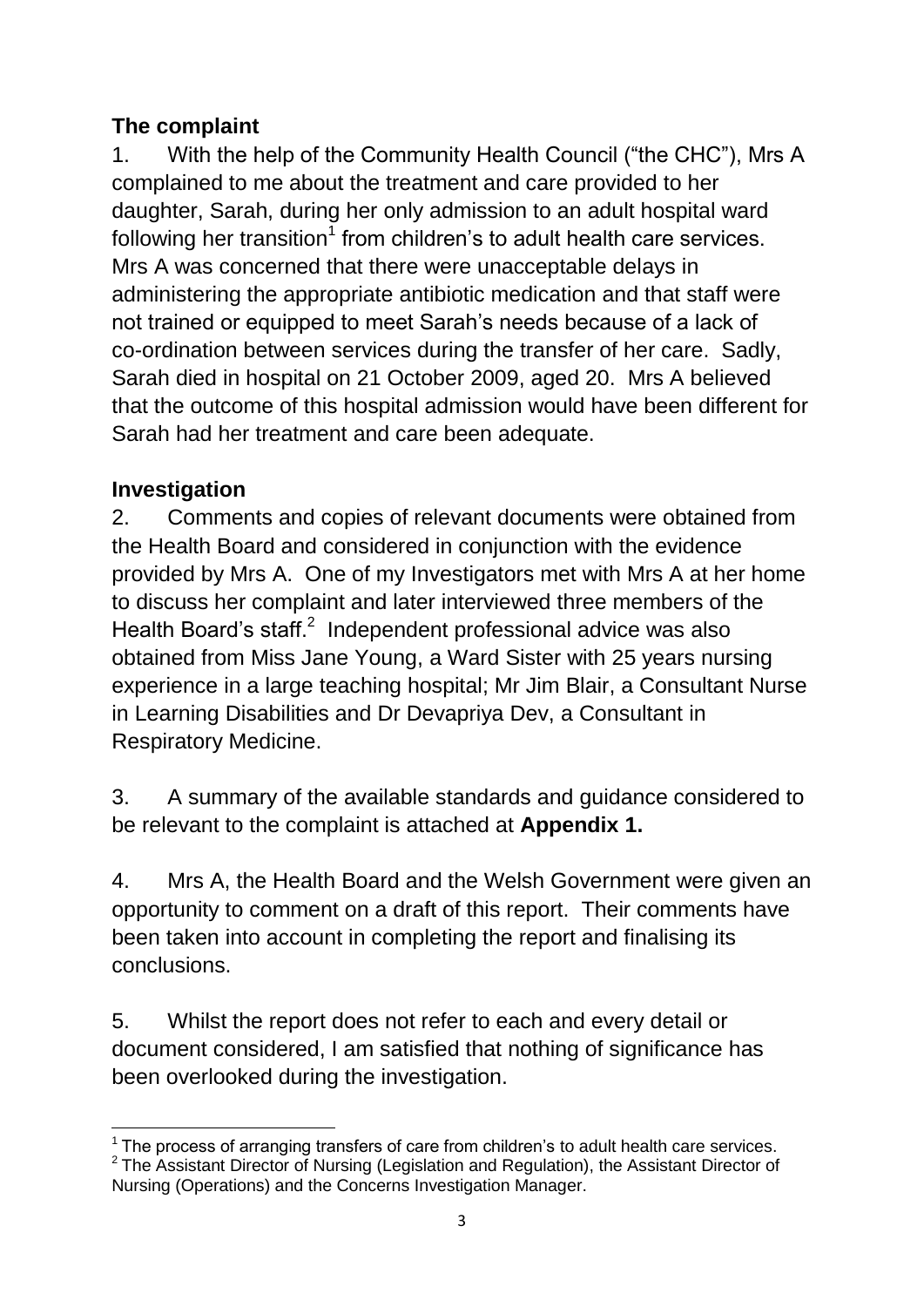## The complaint

1. With the help of the Community Health Council ("the CHC"), Mrs A complained to me about the treatment and care provided to her daughter, Sarah, during her only admission to an adult hospital ward following her transition[1] from children's to adult health care services. Mrs A was concerned that there were unacceptable delays in administering the appropriate antibiotic medication and that staff were not trained or equipped to meet Sarah's needs because of a lack of co-ordination between services during the transfer of her care. Sadly, Sarah died in hospital on 21 October 2009, aged 20. Mrs A believed that the outcome of this hospital admission would have been different for Sarah had her treatment and care been adequate.

## Investigation

2. Comments and copies of relevant documents were obtained from the Health Board and considered in conjunction with the evidence provided by Mrs A. One of my Investigators met with Mrs A at her home to discuss her complaint and later interviewed three members of the Health Board's staff.[2] Independent professional advice was also obtained from Miss Jane Young, a Ward Sister with 25 years nursing experience in a large teaching hospital; Mr Jim Blair, a Consultant Nurse in Learning Disabilities and Dr Devapriya Dev, a Consultant in Respiratory Medicine.

3. A summary of the available standards and guidance considered to be relevant to the complaint is attached at **Appendix 1.**

4. Mrs A, the Health Board and the Welsh Government were given an opportunity to comment on a draft of this report. Their comments have been taken into account in completing the report and finalising its conclusions.

5. Whilst the report does not refer to each and every detail or document considered, I am satisfied that nothing of significance has been overlooked during the investigation.

---

[1] The process of arranging transfers of care from children's to adult health care services.

[2] The Assistant Director of Nursing (Legislation and Regulation), the Assistant Director of Nursing (Operations) and the Concerns Investigation Manager.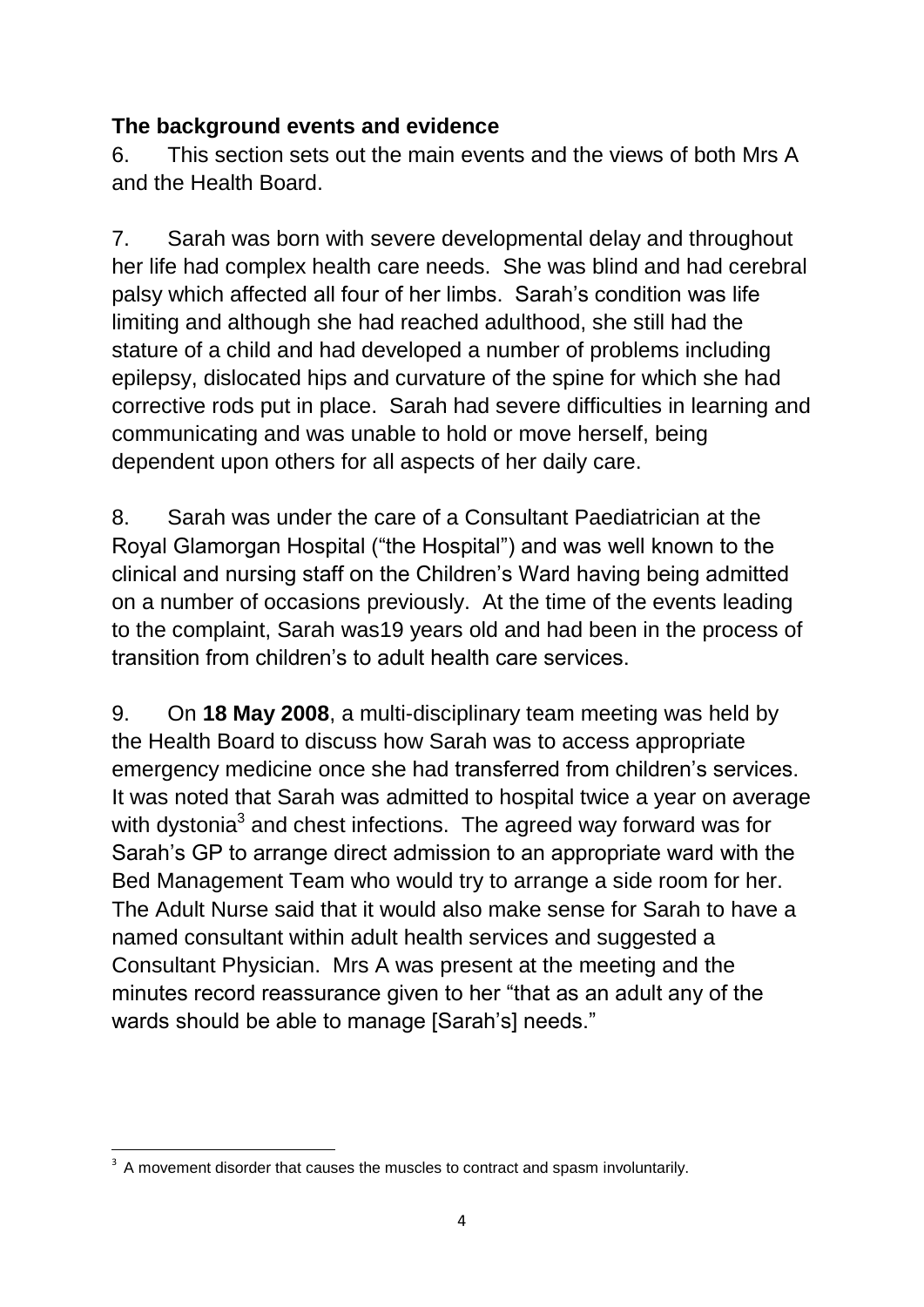## The background events and evidence

6. This section sets out the main events and the views of both Mrs A and the Health Board.

7. Sarah was born with severe developmental delay and throughout her life had complex health care needs. She was blind and had cerebral palsy which affected all four of her limbs. Sarah's condition was life limiting and although she had reached adulthood, she still had the stature of a child and had developed a number of problems including epilepsy, dislocated hips and curvature of the spine for which she had corrective rods put in place. Sarah had severe difficulties in learning and communicating and was unable to hold or move herself, being dependent upon others for all aspects of her daily care.

8. Sarah was under the care of a Consultant Paediatrician at the Royal Glamorgan Hospital ("the Hospital") and was well known to the clinical and nursing staff on the Children's Ward having being admitted on a number of occasions previously. At the time of the events leading to the complaint, Sarah was19 years old and had been in the process of transition from children's to adult health care services.

9. On **18 May 2008**, a multi-disciplinary team meeting was held by the Health Board to discuss how Sarah was to access appropriate emergency medicine once she had transferred from children's services. It was noted that Sarah was admitted to hospital twice a year on average with dystonia[3] and chest infections. The agreed way forward was for Sarah's GP to arrange direct admission to an appropriate ward with the Bed Management Team who would try to arrange a side room for her. The Adult Nurse said that it would also make sense for Sarah to have a named consultant within adult health services and suggested a Consultant Physician. Mrs A was present at the meeting and the minutes record reassurance given to her "that as an adult any of the wards should be able to manage [Sarah's] needs."

[3] A movement disorder that causes the muscles to contract and spasm involuntarily.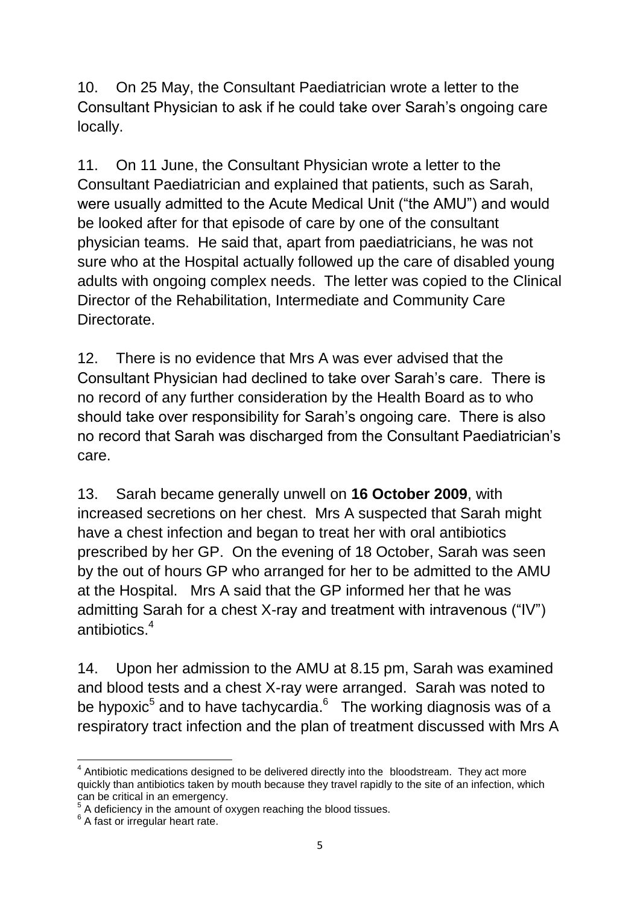10. On 25 May, the Consultant Paediatrician wrote a letter to the Consultant Physician to ask if he could take over Sarah's ongoing care locally.

11. On 11 June, the Consultant Physician wrote a letter to the Consultant Paediatrician and explained that patients, such as Sarah, were usually admitted to the Acute Medical Unit ("the AMU") and would be looked after for that episode of care by one of the consultant physician teams. He said that, apart from paediatricians, he was not sure who at the Hospital actually followed up the care of disabled young adults with ongoing complex needs. The letter was copied to the Clinical Director of the Rehabilitation, Intermediate and Community Care Directorate.

12. There is no evidence that Mrs A was ever advised that the Consultant Physician had declined to take over Sarah's care. There is no record of any further consideration by the Health Board as to who should take over responsibility for Sarah's ongoing care. There is also no record that Sarah was discharged from the Consultant Paediatrician's care.

13. Sarah became generally unwell on **16 October 2009**, with increased secretions on her chest. Mrs A suspected that Sarah might have a chest infection and began to treat her with oral antibiotics prescribed by her GP. On the evening of 18 October, Sarah was seen by the out of hours GP who arranged for her to be admitted to the AMU at the Hospital. Mrs A said that the GP informed her that he was admitting Sarah for a chest X-ray and treatment with intravenous ("IV") antibiotics.[4]

14. Upon her admission to the AMU at 8.15 pm, Sarah was examined and blood tests and a chest X-ray were arranged. Sarah was noted to be hypoxic[5] and to have tachycardia.[6] The working diagnosis was of a respiratory tract infection and the plan of treatment discussed with Mrs A

---

[4] Antibiotic medications designed to be delivered directly into the bloodstream. They act more quickly than antibiotics taken by mouth because they travel rapidly to the site of an infection, which can be critical in an emergency.

[5] A deficiency in the amount of oxygen reaching the blood tissues.

[6] A fast or irregular heart rate.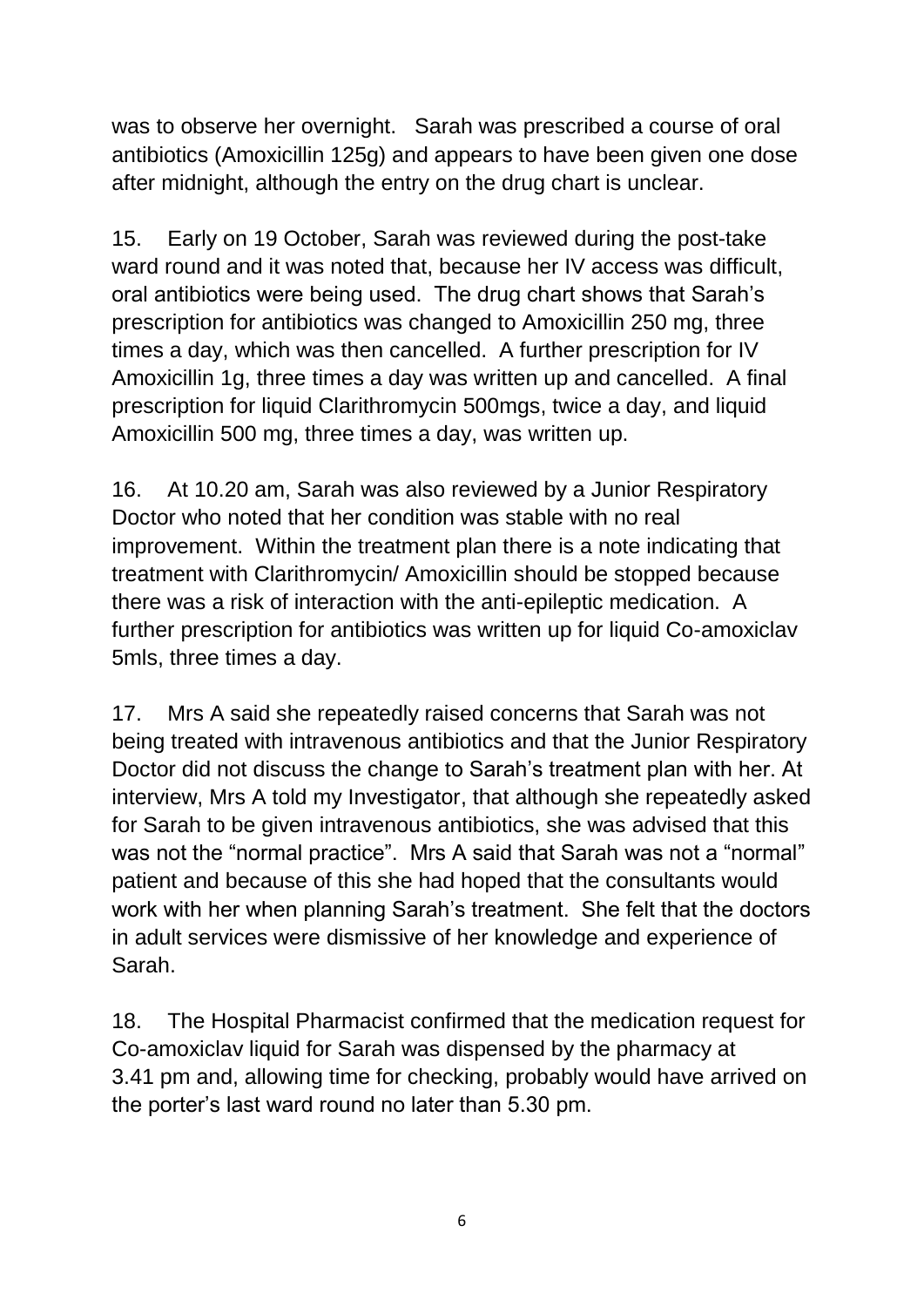was to observe her overnight.  Sarah was prescribed a course of oral antibiotics (Amoxicillin 125g) and appears to have been given one dose after midnight, although the entry on the drug chart is unclear.

15. Early on 19 October, Sarah was reviewed during the post-take ward round and it was noted that, because her IV access was difficult, oral antibiotics were being used.  The drug chart shows that Sarah's prescription for antibiotics was changed to Amoxicillin 250 mg, three times a day, which was then cancelled.  A further prescription for IV Amoxicillin 1g, three times a day was written up and cancelled.  A final prescription for liquid Clarithromycin 500mgs, twice a day, and liquid Amoxicillin 500 mg, three times a day, was written up.

16. At 10.20 am, Sarah was also reviewed by a Junior Respiratory Doctor who noted that her condition was stable with no real improvement.  Within the treatment plan there is a note indicating that treatment with Clarithromycin/ Amoxicillin should be stopped because there was a risk of interaction with the anti-epileptic medication.  A further prescription for antibiotics was written up for liquid Co-amoxiclav 5mls, three times a day.

17. Mrs A said she repeatedly raised concerns that Sarah was not being treated with intravenous antibiotics and that the Junior Respiratory Doctor did not discuss the change to Sarah's treatment plan with her. At interview, Mrs A told my Investigator, that although she repeatedly asked for Sarah to be given intravenous antibiotics, she was advised that this was not the "normal practice".  Mrs A said that Sarah was not a "normal" patient and because of this she had hoped that the consultants would work with her when planning Sarah's treatment.  She felt that the doctors in adult services were dismissive of her knowledge and experience of Sarah.

18. The Hospital Pharmacist confirmed that the medication request for Co-amoxiclav liquid for Sarah was dispensed by the pharmacy at 3.41 pm and, allowing time for checking, probably would have arrived on the porter's last ward round no later than 5.30 pm.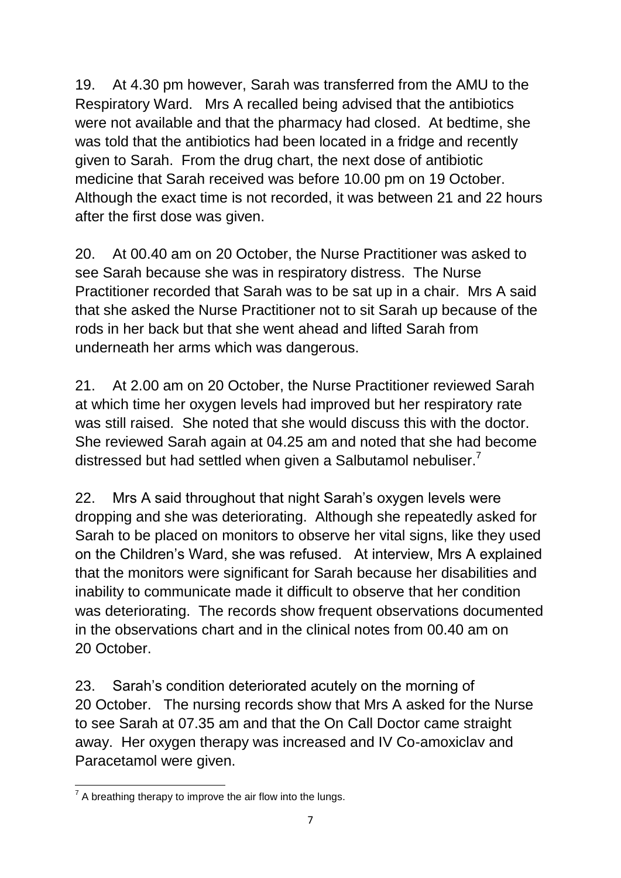19. At 4.30 pm however, Sarah was transferred from the AMU to the Respiratory Ward. Mrs A recalled being advised that the antibiotics were not available and that the pharmacy had closed. At bedtime, she was told that the antibiotics had been located in a fridge and recently given to Sarah. From the drug chart, the next dose of antibiotic medicine that Sarah received was before 10.00 pm on 19 October. Although the exact time is not recorded, it was between 21 and 22 hours after the first dose was given.

20. At 00.40 am on 20 October, the Nurse Practitioner was asked to see Sarah because she was in respiratory distress. The Nurse Practitioner recorded that Sarah was to be sat up in a chair. Mrs A said that she asked the Nurse Practitioner not to sit Sarah up because of the rods in her back but that she went ahead and lifted Sarah from underneath her arms which was dangerous.

21. At 2.00 am on 20 October, the Nurse Practitioner reviewed Sarah at which time her oxygen levels had improved but her respiratory rate was still raised. She noted that she would discuss this with the doctor. She reviewed Sarah again at 04.25 am and noted that she had become distressed but had settled when given a Salbutamol nebuliser.[7]

22. Mrs A said throughout that night Sarah's oxygen levels were dropping and she was deteriorating. Although she repeatedly asked for Sarah to be placed on monitors to observe her vital signs, like they used on the Children's Ward, she was refused. At interview, Mrs A explained that the monitors were significant for Sarah because her disabilities and inability to communicate made it difficult to observe that her condition was deteriorating. The records show frequent observations documented in the observations chart and in the clinical notes from 00.40 am on 20 October.

23. Sarah's condition deteriorated acutely on the morning of 20 October. The nursing records show that Mrs A asked for the Nurse to see Sarah at 07.35 am and that the On Call Doctor came straight away. Her oxygen therapy was increased and IV Co-amoxiclav and Paracetamol were given.

---

[7] A breathing therapy to improve the air flow into the lungs.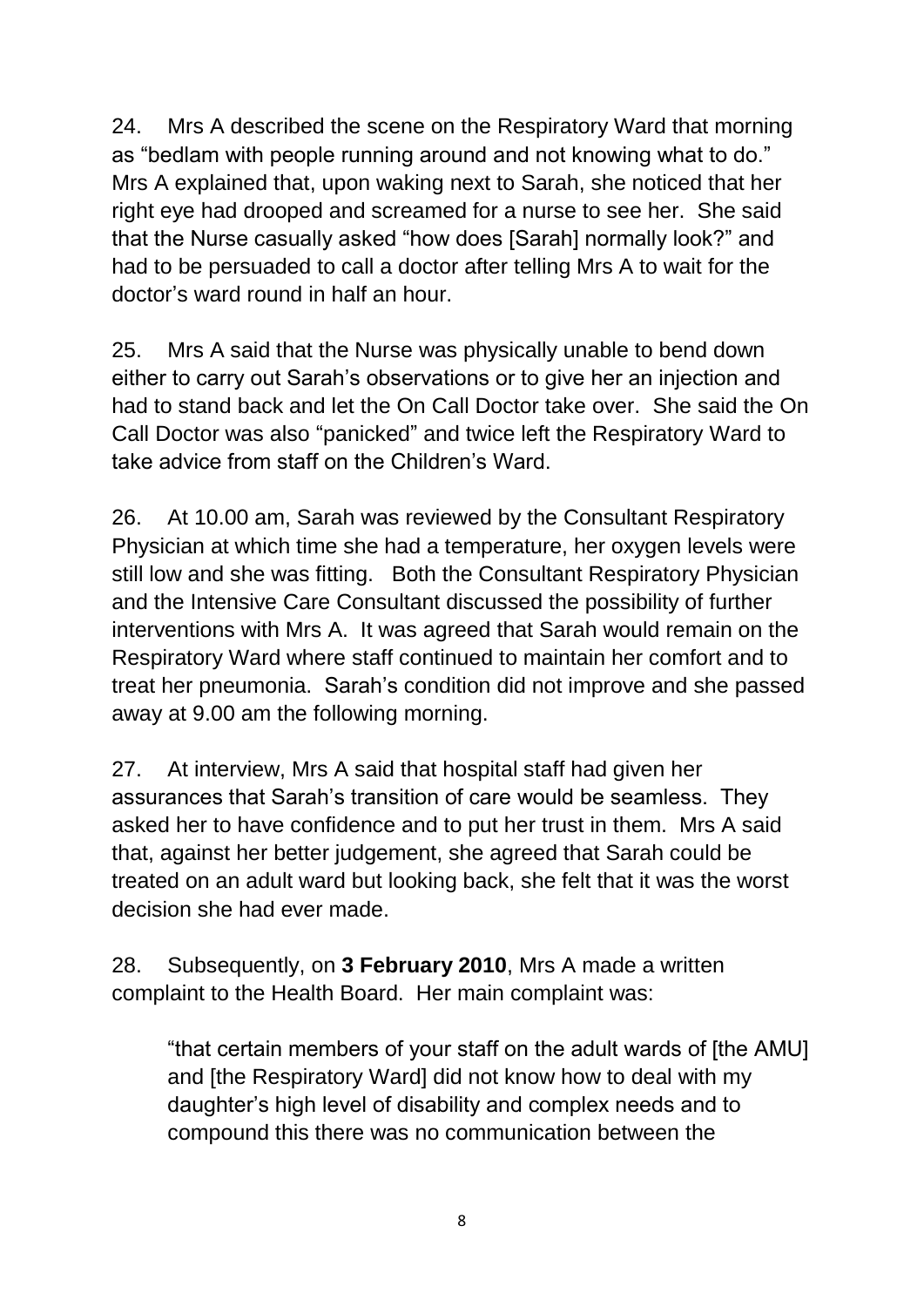24. Mrs A described the scene on the Respiratory Ward that morning as "bedlam with people running around and not knowing what to do." Mrs A explained that, upon waking next to Sarah, she noticed that her right eye had drooped and screamed for a nurse to see her. She said that the Nurse casually asked "how does [Sarah] normally look?" and had to be persuaded to call a doctor after telling Mrs A to wait for the doctor's ward round in half an hour.

25. Mrs A said that the Nurse was physically unable to bend down either to carry out Sarah's observations or to give her an injection and had to stand back and let the On Call Doctor take over. She said the On Call Doctor was also "panicked" and twice left the Respiratory Ward to take advice from staff on the Children's Ward.

26. At 10.00 am, Sarah was reviewed by the Consultant Respiratory Physician at which time she had a temperature, her oxygen levels were still low and she was fitting. Both the Consultant Respiratory Physician and the Intensive Care Consultant discussed the possibility of further interventions with Mrs A. It was agreed that Sarah would remain on the Respiratory Ward where staff continued to maintain her comfort and to treat her pneumonia. Sarah's condition did not improve and she passed away at 9.00 am the following morning.

27. At interview, Mrs A said that hospital staff had given her assurances that Sarah's transition of care would be seamless. They asked her to have confidence and to put her trust in them. Mrs A said that, against her better judgement, she agreed that Sarah could be treated on an adult ward but looking back, she felt that it was the worst decision she had ever made.

28. Subsequently, on **3 February 2010**, Mrs A made a written complaint to the Health Board. Her main complaint was:

> "that certain members of your staff on the adult wards of [the AMU] and [the Respiratory Ward] did not know how to deal with my daughter's high level of disability and complex needs and to compound this there was no communication between the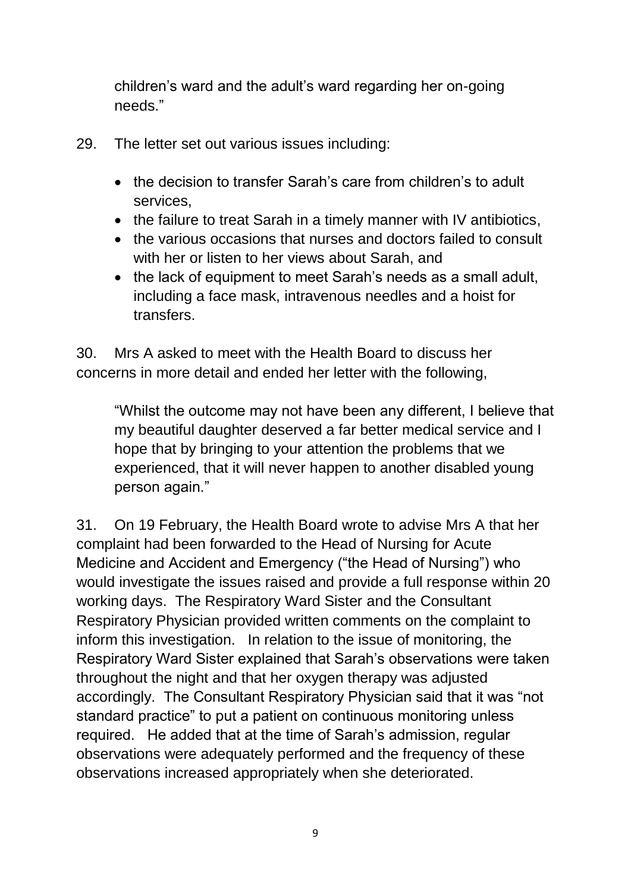children's ward and the adult's ward regarding her on-going needs."

29. The letter set out various issues including:

- the decision to transfer Sarah's care from children's to adult services,
- the failure to treat Sarah in a timely manner with IV antibiotics,
- the various occasions that nurses and doctors failed to consult with her or listen to her views about Sarah, and
- the lack of equipment to meet Sarah's needs as a small adult, including a face mask, intravenous needles and a hoist for transfers.

30. Mrs A asked to meet with the Health Board to discuss her concerns in more detail and ended her letter with the following,

> "Whilst the outcome may not have been any different, I believe that my beautiful daughter deserved a far better medical service and I hope that by bringing to your attention the problems that we experienced, that it will never happen to another disabled young person again."

31. On 19 February, the Health Board wrote to advise Mrs A that her complaint had been forwarded to the Head of Nursing for Acute Medicine and Accident and Emergency ("the Head of Nursing") who would investigate the issues raised and provide a full response within 20 working days. The Respiratory Ward Sister and the Consultant Respiratory Physician provided written comments on the complaint to inform this investigation. In relation to the issue of monitoring, the Respiratory Ward Sister explained that Sarah's observations were taken throughout the night and that her oxygen therapy was adjusted accordingly. The Consultant Respiratory Physician said that it was "not standard practice" to put a patient on continuous monitoring unless required. He added that at the time of Sarah's admission, regular observations were adequately performed and the frequency of these observations increased appropriately when she deteriorated.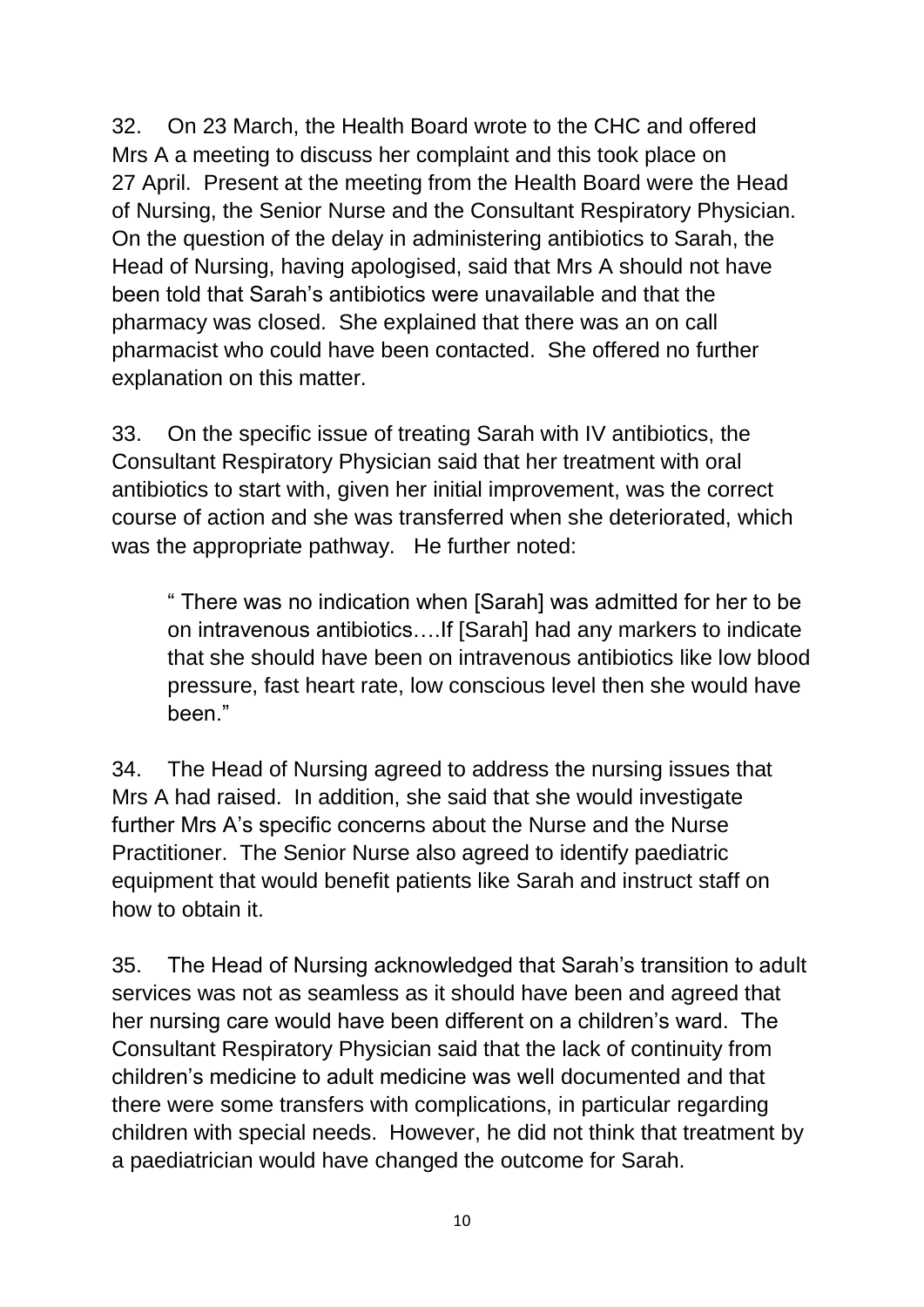32. On 23 March, the Health Board wrote to the CHC and offered Mrs A a meeting to discuss her complaint and this took place on 27 April. Present at the meeting from the Health Board were the Head of Nursing, the Senior Nurse and the Consultant Respiratory Physician. On the question of the delay in administering antibiotics to Sarah, the Head of Nursing, having apologised, said that Mrs A should not have been told that Sarah's antibiotics were unavailable and that the pharmacy was closed. She explained that there was an on call pharmacist who could have been contacted. She offered no further explanation on this matter.

33. On the specific issue of treating Sarah with IV antibiotics, the Consultant Respiratory Physician said that her treatment with oral antibiotics to start with, given her initial improvement, was the correct course of action and she was transferred when she deteriorated, which was the appropriate pathway. He further noted:

> " There was no indication when [Sarah] was admitted for her to be on intravenous antibiotics….If [Sarah] had any markers to indicate that she should have been on intravenous antibiotics like low blood pressure, fast heart rate, low conscious level then she would have been."

34. The Head of Nursing agreed to address the nursing issues that Mrs A had raised. In addition, she said that she would investigate further Mrs A's specific concerns about the Nurse and the Nurse Practitioner. The Senior Nurse also agreed to identify paediatric equipment that would benefit patients like Sarah and instruct staff on how to obtain it.

35. The Head of Nursing acknowledged that Sarah's transition to adult services was not as seamless as it should have been and agreed that her nursing care would have been different on a children's ward. The Consultant Respiratory Physician said that the lack of continuity from children's medicine to adult medicine was well documented and that there were some transfers with complications, in particular regarding children with special needs. However, he did not think that treatment by a paediatrician would have changed the outcome for Sarah.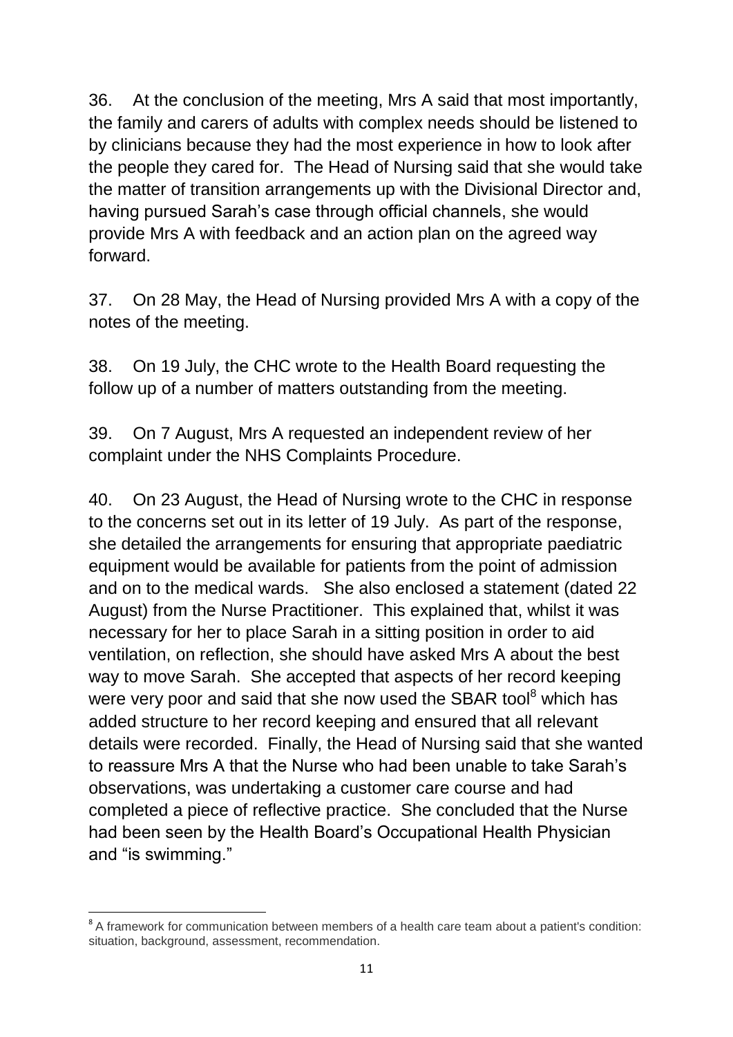36. At the conclusion of the meeting, Mrs A said that most importantly, the family and carers of adults with complex needs should be listened to by clinicians because they had the most experience in how to look after the people they cared for. The Head of Nursing said that she would take the matter of transition arrangements up with the Divisional Director and, having pursued Sarah's case through official channels, she would provide Mrs A with feedback and an action plan on the agreed way forward.

37. On 28 May, the Head of Nursing provided Mrs A with a copy of the notes of the meeting.

38. On 19 July, the CHC wrote to the Health Board requesting the follow up of a number of matters outstanding from the meeting.

39. On 7 August, Mrs A requested an independent review of her complaint under the NHS Complaints Procedure.

40. On 23 August, the Head of Nursing wrote to the CHC in response to the concerns set out in its letter of 19 July. As part of the response, she detailed the arrangements for ensuring that appropriate paediatric equipment would be available for patients from the point of admission and on to the medical wards. She also enclosed a statement (dated 22 August) from the Nurse Practitioner. This explained that, whilst it was necessary for her to place Sarah in a sitting position in order to aid ventilation, on reflection, she should have asked Mrs A about the best way to move Sarah. She accepted that aspects of her record keeping were very poor and said that she now used the SBAR tool[8] which has added structure to her record keeping and ensured that all relevant details were recorded. Finally, the Head of Nursing said that she wanted to reassure Mrs A that the Nurse who had been unable to take Sarah's observations, was undertaking a customer care course and had completed a piece of reflective practice. She concluded that the Nurse had been seen by the Health Board's Occupational Health Physician and "is swimming."

---

[8] A framework for communication between members of a health care team about a patient's condition: situation, background, assessment, recommendation.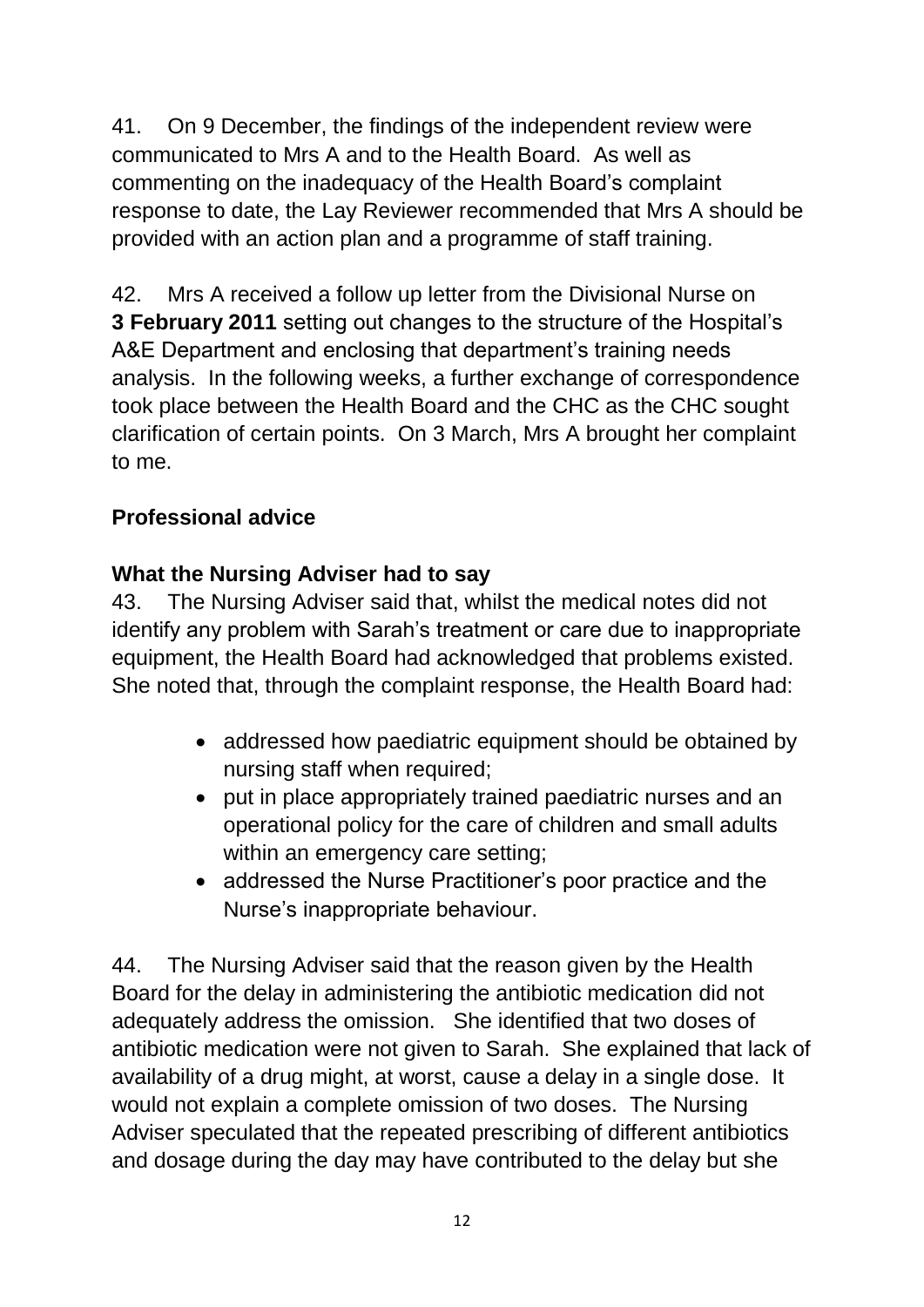41. On 9 December, the findings of the independent review were communicated to Mrs A and to the Health Board. As well as commenting on the inadequacy of the Health Board's complaint response to date, the Lay Reviewer recommended that Mrs A should be provided with an action plan and a programme of staff training.

42. Mrs A received a follow up letter from the Divisional Nurse on **3 February 2011** setting out changes to the structure of the Hospital's A&E Department and enclosing that department's training needs analysis. In the following weeks, a further exchange of correspondence took place between the Health Board and the CHC as the CHC sought clarification of certain points. On 3 March, Mrs A brought her complaint to me.

## Professional advice

### What the Nursing Adviser had to say

43. The Nursing Adviser said that, whilst the medical notes did not identify any problem with Sarah's treatment or care due to inappropriate equipment, the Health Board had acknowledged that problems existed. She noted that, through the complaint response, the Health Board had:

- addressed how paediatric equipment should be obtained by nursing staff when required;
- put in place appropriately trained paediatric nurses and an operational policy for the care of children and small adults within an emergency care setting;
- addressed the Nurse Practitioner's poor practice and the Nurse's inappropriate behaviour.

44. The Nursing Adviser said that the reason given by the Health Board for the delay in administering the antibiotic medication did not adequately address the omission. She identified that two doses of antibiotic medication were not given to Sarah. She explained that lack of availability of a drug might, at worst, cause a delay in a single dose. It would not explain a complete omission of two doses. The Nursing Adviser speculated that the repeated prescribing of different antibiotics and dosage during the day may have contributed to the delay but she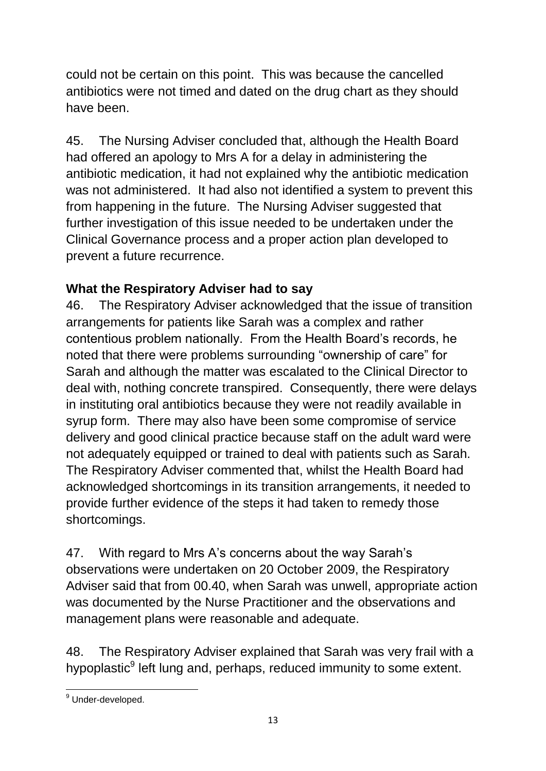could not be certain on this point. This was because the cancelled antibiotics were not timed and dated on the drug chart as they should have been.

45. The Nursing Adviser concluded that, although the Health Board had offered an apology to Mrs A for a delay in administering the antibiotic medication, it had not explained why the antibiotic medication was not administered. It had also not identified a system to prevent this from happening in the future. The Nursing Adviser suggested that further investigation of this issue needed to be undertaken under the Clinical Governance process and a proper action plan developed to prevent a future recurrence.

**What the Respiratory Adviser had to say**

46. The Respiratory Adviser acknowledged that the issue of transition arrangements for patients like Sarah was a complex and rather contentious problem nationally. From the Health Board's records, he noted that there were problems surrounding "ownership of care" for Sarah and although the matter was escalated to the Clinical Director to deal with, nothing concrete transpired. Consequently, there were delays in instituting oral antibiotics because they were not readily available in syrup form. There may also have been some compromise of service delivery and good clinical practice because staff on the adult ward were not adequately equipped or trained to deal with patients such as Sarah. The Respiratory Adviser commented that, whilst the Health Board had acknowledged shortcomings in its transition arrangements, it needed to provide further evidence of the steps it had taken to remedy those shortcomings.

47. With regard to Mrs A's concerns about the way Sarah's observations were undertaken on 20 October 2009, the Respiratory Adviser said that from 00.40, when Sarah was unwell, appropriate action was documented by the Nurse Practitioner and the observations and management plans were reasonable and adequate.

48. The Respiratory Adviser explained that Sarah was very frail with a hypoplastic[9] left lung and, perhaps, reduced immunity to some extent.

[9] Under-developed.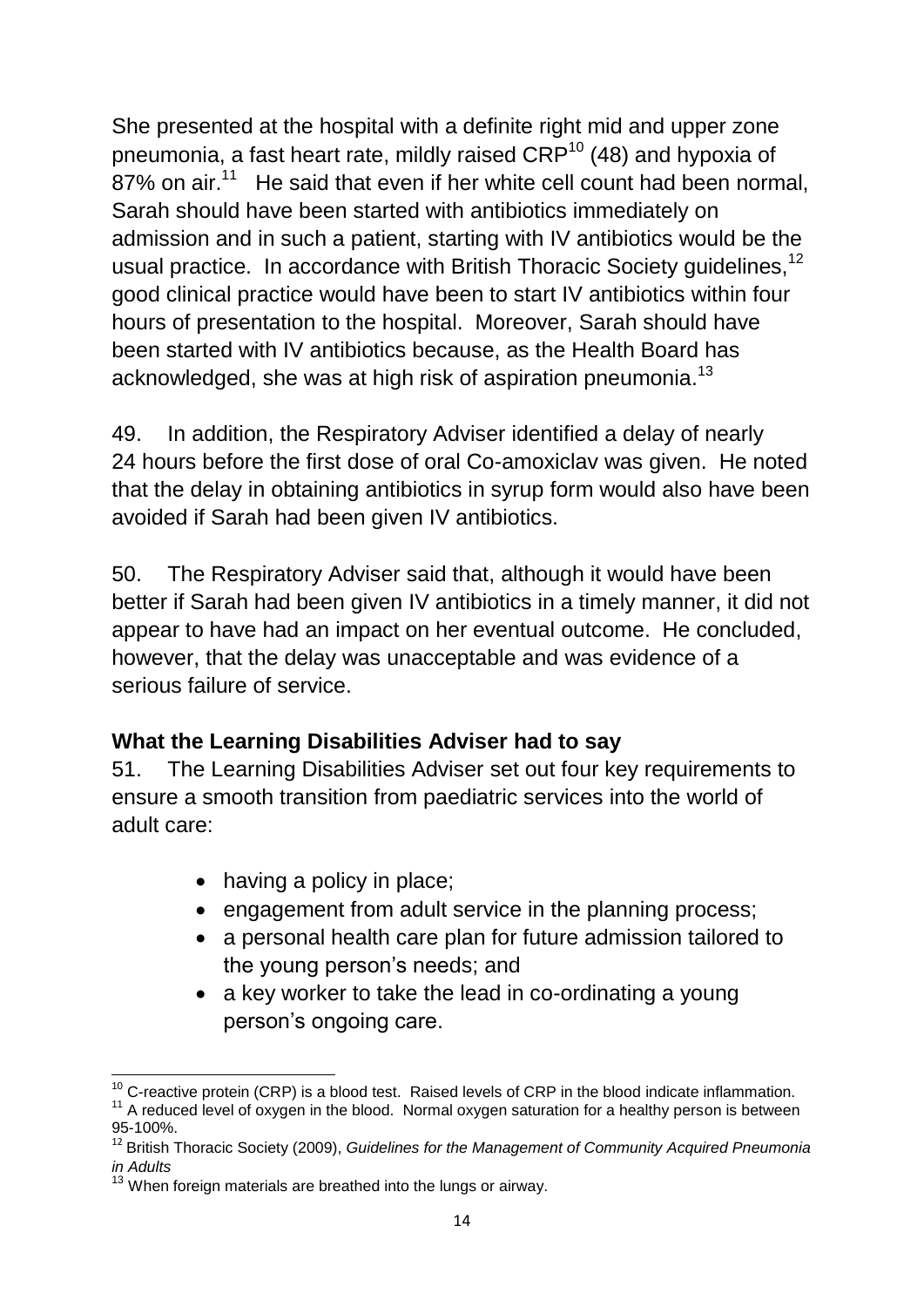She presented at the hospital with a definite right mid and upper zone pneumonia, a fast heart rate, mildly raised CRP[10] (48) and hypoxia of 87% on air.[11] He said that even if her white cell count had been normal, Sarah should have been started with antibiotics immediately on admission and in such a patient, starting with IV antibiotics would be the usual practice. In accordance with British Thoracic Society guidelines,[12] good clinical practice would have been to start IV antibiotics within four hours of presentation to the hospital. Moreover, Sarah should have been started with IV antibiotics because, as the Health Board has acknowledged, she was at high risk of aspiration pneumonia.[13]

49. In addition, the Respiratory Adviser identified a delay of nearly 24 hours before the first dose of oral Co-amoxiclav was given. He noted that the delay in obtaining antibiotics in syrup form would also have been avoided if Sarah had been given IV antibiotics.

50. The Respiratory Adviser said that, although it would have been better if Sarah had been given IV antibiotics in a timely manner, it did not appear to have had an impact on her eventual outcome. He concluded, however, that the delay was unacceptable and was evidence of a serious failure of service.

### What the Learning Disabilities Adviser had to say

51. The Learning Disabilities Adviser set out four key requirements to ensure a smooth transition from paediatric services into the world of adult care:

- having a policy in place;
- engagement from adult service in the planning process;
- a personal health care plan for future admission tailored to the young person's needs; and
- a key worker to take the lead in co-ordinating a young person's ongoing care.

---

[10] C-reactive protein (CRP) is a blood test. Raised levels of CRP in the blood indicate inflammation.

[11] A reduced level of oxygen in the blood. Normal oxygen saturation for a healthy person is between 95-100%.

[12] British Thoracic Society (2009), *Guidelines for the Management of Community Acquired Pneumonia in Adults*

[13] When foreign materials are breathed into the lungs or airway.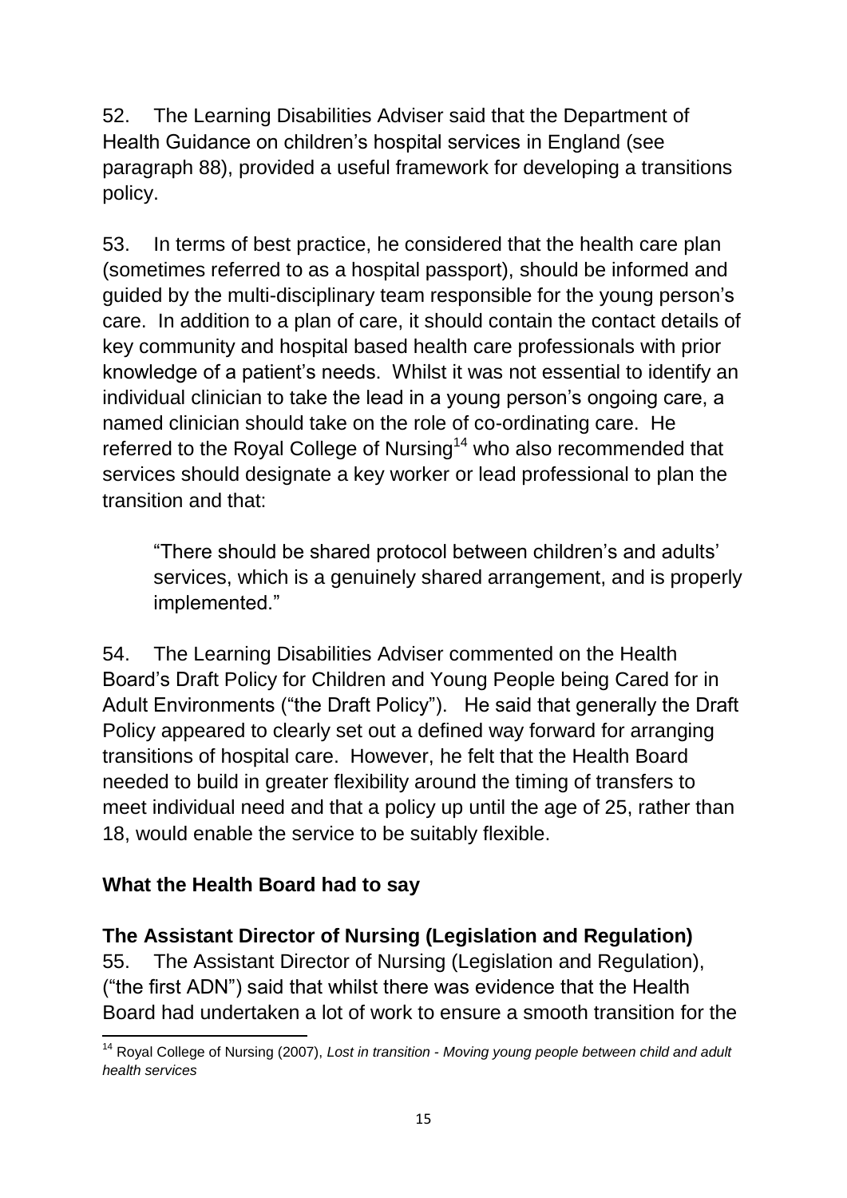52. The Learning Disabilities Adviser said that the Department of Health Guidance on children's hospital services in England (see paragraph 88), provided a useful framework for developing a transitions policy.

53. In terms of best practice, he considered that the health care plan (sometimes referred to as a hospital passport), should be informed and guided by the multi-disciplinary team responsible for the young person's care. In addition to a plan of care, it should contain the contact details of key community and hospital based health care professionals with prior knowledge of a patient's needs. Whilst it was not essential to identify an individual clinician to take the lead in a young person's ongoing care, a named clinician should take on the role of co-ordinating care. He referred to the Royal College of Nursing[14] who also recommended that services should designate a key worker or lead professional to plan the transition and that:

> "There should be shared protocol between children's and adults' services, which is a genuinely shared arrangement, and is properly implemented."

54. The Learning Disabilities Adviser commented on the Health Board's Draft Policy for Children and Young People being Cared for in Adult Environments ("the Draft Policy"). He said that generally the Draft Policy appeared to clearly set out a defined way forward for arranging transitions of hospital care. However, he felt that the Health Board needed to build in greater flexibility around the timing of transfers to meet individual need and that a policy up until the age of 25, rather than 18, would enable the service to be suitably flexible.

## What the Health Board had to say

### The Assistant Director of Nursing (Legislation and Regulation)

55. The Assistant Director of Nursing (Legislation and Regulation), ("the first ADN") said that whilst there was evidence that the Health Board had undertaken a lot of work to ensure a smooth transition for the

---

[14] Royal College of Nursing (2007), *Lost in transition - Moving young people between child and adult health services*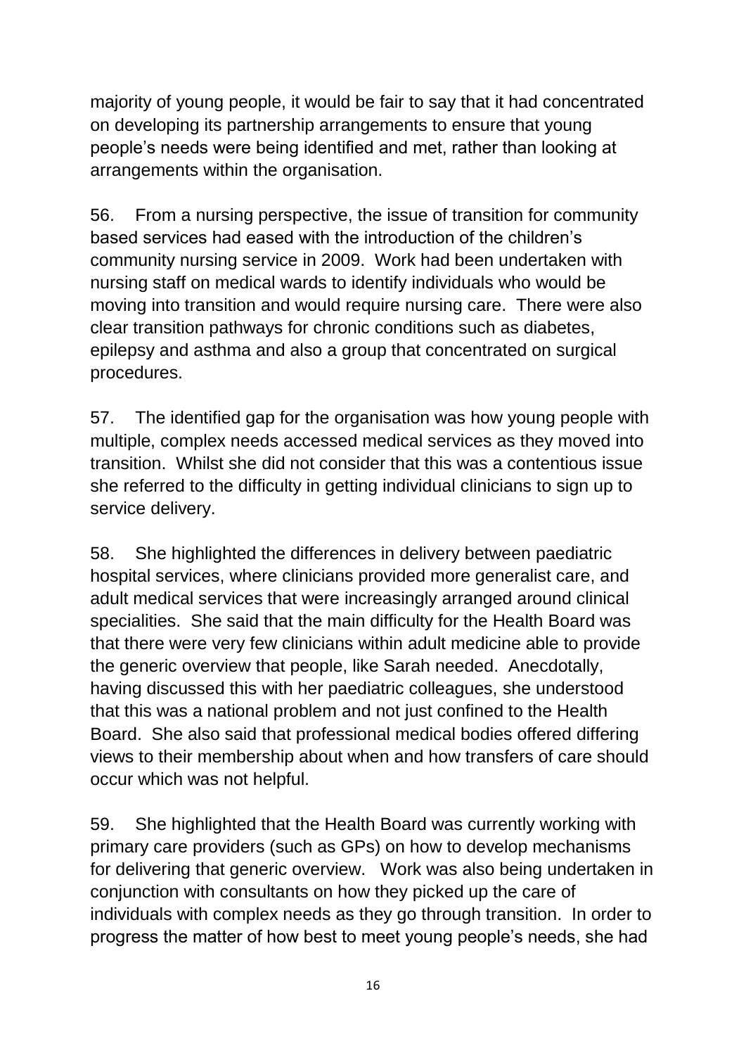majority of young people, it would be fair to say that it had concentrated on developing its partnership arrangements to ensure that young people's needs were being identified and met, rather than looking at arrangements within the organisation.

56. From a nursing perspective, the issue of transition for community based services had eased with the introduction of the children's community nursing service in 2009. Work had been undertaken with nursing staff on medical wards to identify individuals who would be moving into transition and would require nursing care. There were also clear transition pathways for chronic conditions such as diabetes, epilepsy and asthma and also a group that concentrated on surgical procedures.

57. The identified gap for the organisation was how young people with multiple, complex needs accessed medical services as they moved into transition. Whilst she did not consider that this was a contentious issue she referred to the difficulty in getting individual clinicians to sign up to service delivery.

58. She highlighted the differences in delivery between paediatric hospital services, where clinicians provided more generalist care, and adult medical services that were increasingly arranged around clinical specialities. She said that the main difficulty for the Health Board was that there were very few clinicians within adult medicine able to provide the generic overview that people, like Sarah needed. Anecdotally, having discussed this with her paediatric colleagues, she understood that this was a national problem and not just confined to the Health Board. She also said that professional medical bodies offered differing views to their membership about when and how transfers of care should occur which was not helpful.

59. She highlighted that the Health Board was currently working with primary care providers (such as GPs) on how to develop mechanisms for delivering that generic overview. Work was also being undertaken in conjunction with consultants on how they picked up the care of individuals with complex needs as they go through transition. In order to progress the matter of how best to meet young people's needs, she had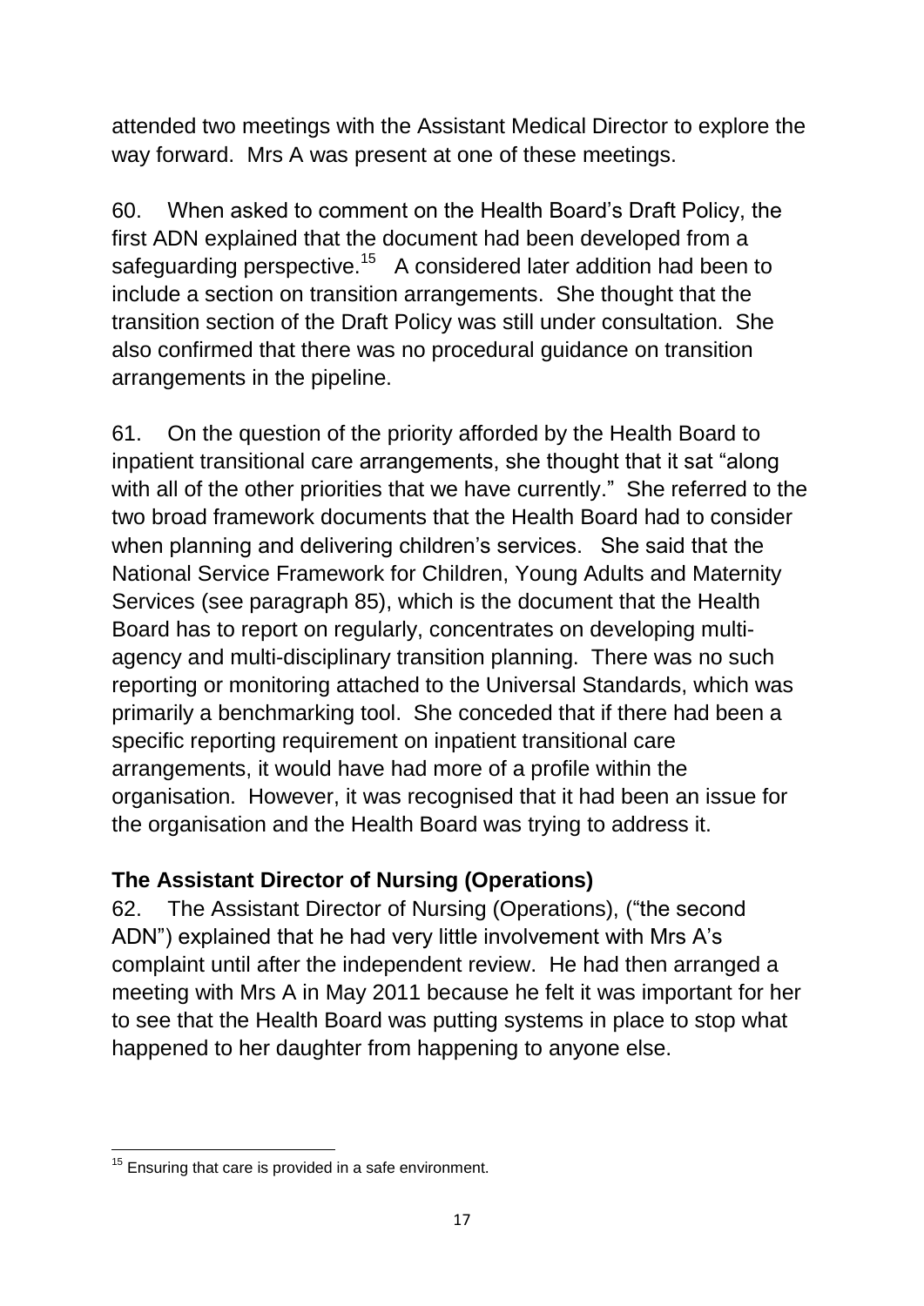attended two meetings with the Assistant Medical Director to explore the way forward. Mrs A was present at one of these meetings.

60. When asked to comment on the Health Board's Draft Policy, the first ADN explained that the document had been developed from a safeguarding perspective.[15] A considered later addition had been to include a section on transition arrangements. She thought that the transition section of the Draft Policy was still under consultation. She also confirmed that there was no procedural guidance on transition arrangements in the pipeline.

61. On the question of the priority afforded by the Health Board to inpatient transitional care arrangements, she thought that it sat "along with all of the other priorities that we have currently." She referred to the two broad framework documents that the Health Board had to consider when planning and delivering children's services. She said that the National Service Framework for Children, Young Adults and Maternity Services (see paragraph 85), which is the document that the Health Board has to report on regularly, concentrates on developing multi-agency and multi-disciplinary transition planning. There was no such reporting or monitoring attached to the Universal Standards, which was primarily a benchmarking tool. She conceded that if there had been a specific reporting requirement on inpatient transitional care arrangements, it would have had more of a profile within the organisation. However, it was recognised that it had been an issue for the organisation and the Health Board was trying to address it.

**The Assistant Director of Nursing (Operations)**

62. The Assistant Director of Nursing (Operations), ("the second ADN") explained that he had very little involvement with Mrs A's complaint until after the independent review. He had then arranged a meeting with Mrs A in May 2011 because he felt it was important for her to see that the Health Board was putting systems in place to stop what happened to her daughter from happening to anyone else.

---

[15] Ensuring that care is provided in a safe environment.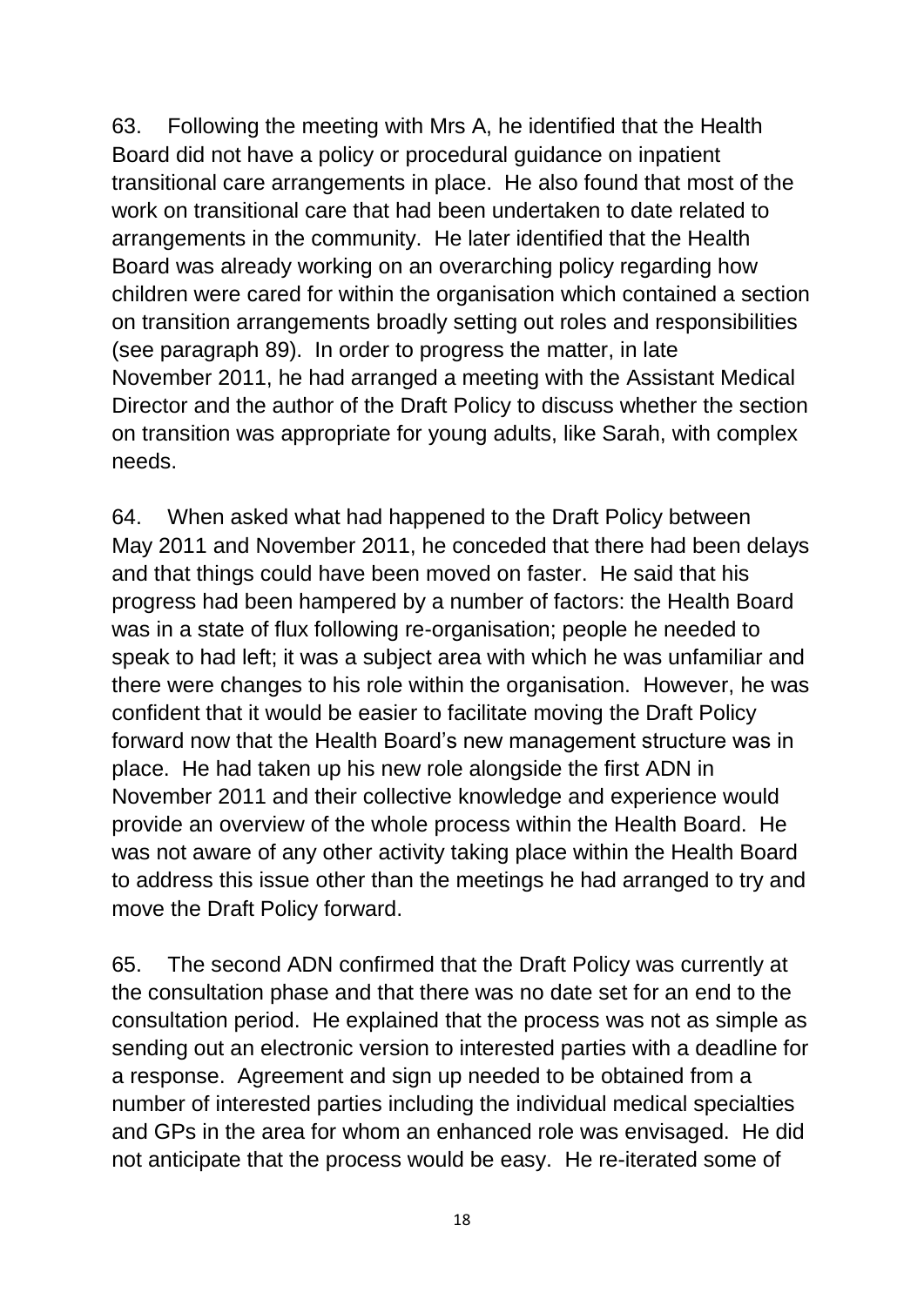63. Following the meeting with Mrs A, he identified that the Health Board did not have a policy or procedural guidance on inpatient transitional care arrangements in place. He also found that most of the work on transitional care that had been undertaken to date related to arrangements in the community. He later identified that the Health Board was already working on an overarching policy regarding how children were cared for within the organisation which contained a section on transition arrangements broadly setting out roles and responsibilities (see paragraph 89). In order to progress the matter, in late November 2011, he had arranged a meeting with the Assistant Medical Director and the author of the Draft Policy to discuss whether the section on transition was appropriate for young adults, like Sarah, with complex needs.

64. When asked what had happened to the Draft Policy between May 2011 and November 2011, he conceded that there had been delays and that things could have been moved on faster. He said that his progress had been hampered by a number of factors: the Health Board was in a state of flux following re-organisation; people he needed to speak to had left; it was a subject area with which he was unfamiliar and there were changes to his role within the organisation. However, he was confident that it would be easier to facilitate moving the Draft Policy forward now that the Health Board's new management structure was in place. He had taken up his new role alongside the first ADN in November 2011 and their collective knowledge and experience would provide an overview of the whole process within the Health Board. He was not aware of any other activity taking place within the Health Board to address this issue other than the meetings he had arranged to try and move the Draft Policy forward.

65. The second ADN confirmed that the Draft Policy was currently at the consultation phase and that there was no date set for an end to the consultation period. He explained that the process was not as simple as sending out an electronic version to interested parties with a deadline for a response. Agreement and sign up needed to be obtained from a number of interested parties including the individual medical specialties and GPs in the area for whom an enhanced role was envisaged. He did not anticipate that the process would be easy. He re-iterated some of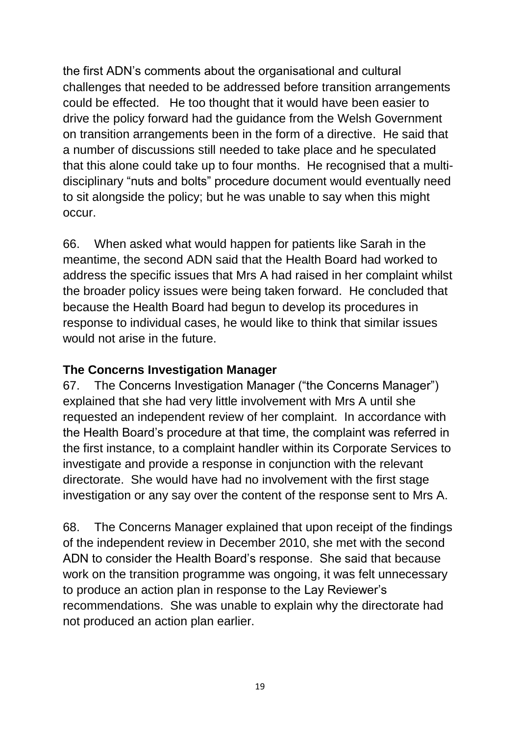the first ADN's comments about the organisational and cultural challenges that needed to be addressed before transition arrangements could be effected. He too thought that it would have been easier to drive the policy forward had the guidance from the Welsh Government on transition arrangements been in the form of a directive. He said that a number of discussions still needed to take place and he speculated that this alone could take up to four months. He recognised that a multi-disciplinary "nuts and bolts" procedure document would eventually need to sit alongside the policy; but he was unable to say when this might occur.

66. When asked what would happen for patients like Sarah in the meantime, the second ADN said that the Health Board had worked to address the specific issues that Mrs A had raised in her complaint whilst the broader policy issues were being taken forward. He concluded that because the Health Board had begun to develop its procedures in response to individual cases, he would like to think that similar issues would not arise in the future.

**The Concerns Investigation Manager**

67. The Concerns Investigation Manager ("the Concerns Manager") explained that she had very little involvement with Mrs A until she requested an independent review of her complaint. In accordance with the Health Board's procedure at that time, the complaint was referred in the first instance, to a complaint handler within its Corporate Services to investigate and provide a response in conjunction with the relevant directorate. She would have had no involvement with the first stage investigation or any say over the content of the response sent to Mrs A.

68. The Concerns Manager explained that upon receipt of the findings of the independent review in December 2010, she met with the second ADN to consider the Health Board's response. She said that because work on the transition programme was ongoing, it was felt unnecessary to produce an action plan in response to the Lay Reviewer's recommendations. She was unable to explain why the directorate had not produced an action plan earlier.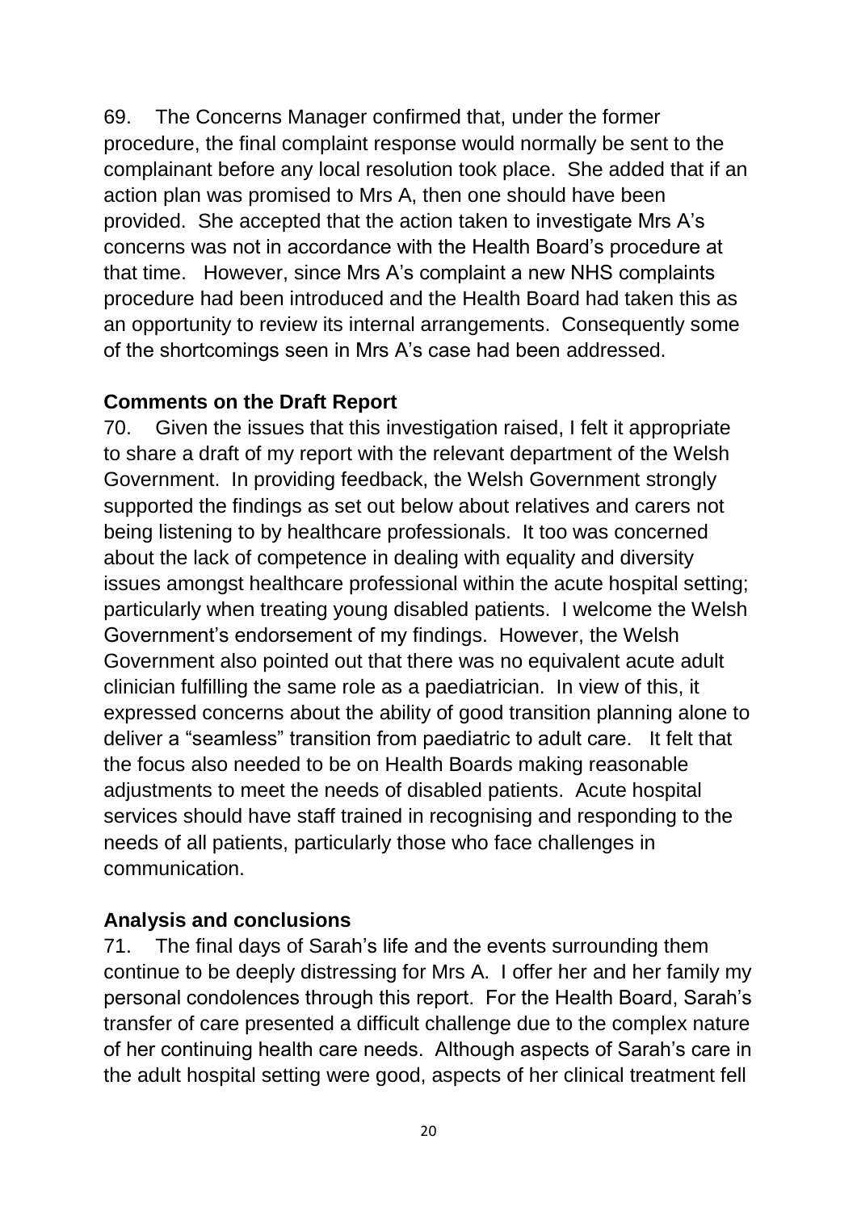69. The Concerns Manager confirmed that, under the former procedure, the final complaint response would normally be sent to the complainant before any local resolution took place. She added that if an action plan was promised to Mrs A, then one should have been provided. She accepted that the action taken to investigate Mrs A's concerns was not in accordance with the Health Board's procedure at that time. However, since Mrs A's complaint a new NHS complaints procedure had been introduced and the Health Board had taken this as an opportunity to review its internal arrangements. Consequently some of the shortcomings seen in Mrs A's case had been addressed.

**Comments on the Draft Report**

70. Given the issues that this investigation raised, I felt it appropriate to share a draft of my report with the relevant department of the Welsh Government. In providing feedback, the Welsh Government strongly supported the findings as set out below about relatives and carers not being listening to by healthcare professionals. It too was concerned about the lack of competence in dealing with equality and diversity issues amongst healthcare professional within the acute hospital setting; particularly when treating young disabled patients. I welcome the Welsh Government's endorsement of my findings. However, the Welsh Government also pointed out that there was no equivalent acute adult clinician fulfilling the same role as a paediatrician. In view of this, it expressed concerns about the ability of good transition planning alone to deliver a "seamless" transition from paediatric to adult care. It felt that the focus also needed to be on Health Boards making reasonable adjustments to meet the needs of disabled patients. Acute hospital services should have staff trained in recognising and responding to the needs of all patients, particularly those who face challenges in communication.

**Analysis and conclusions**

71. The final days of Sarah's life and the events surrounding them continue to be deeply distressing for Mrs A. I offer her and her family my personal condolences through this report. For the Health Board, Sarah's transfer of care presented a difficult challenge due to the complex nature of her continuing health care needs. Although aspects of Sarah's care in the adult hospital setting were good, aspects of her clinical treatment fell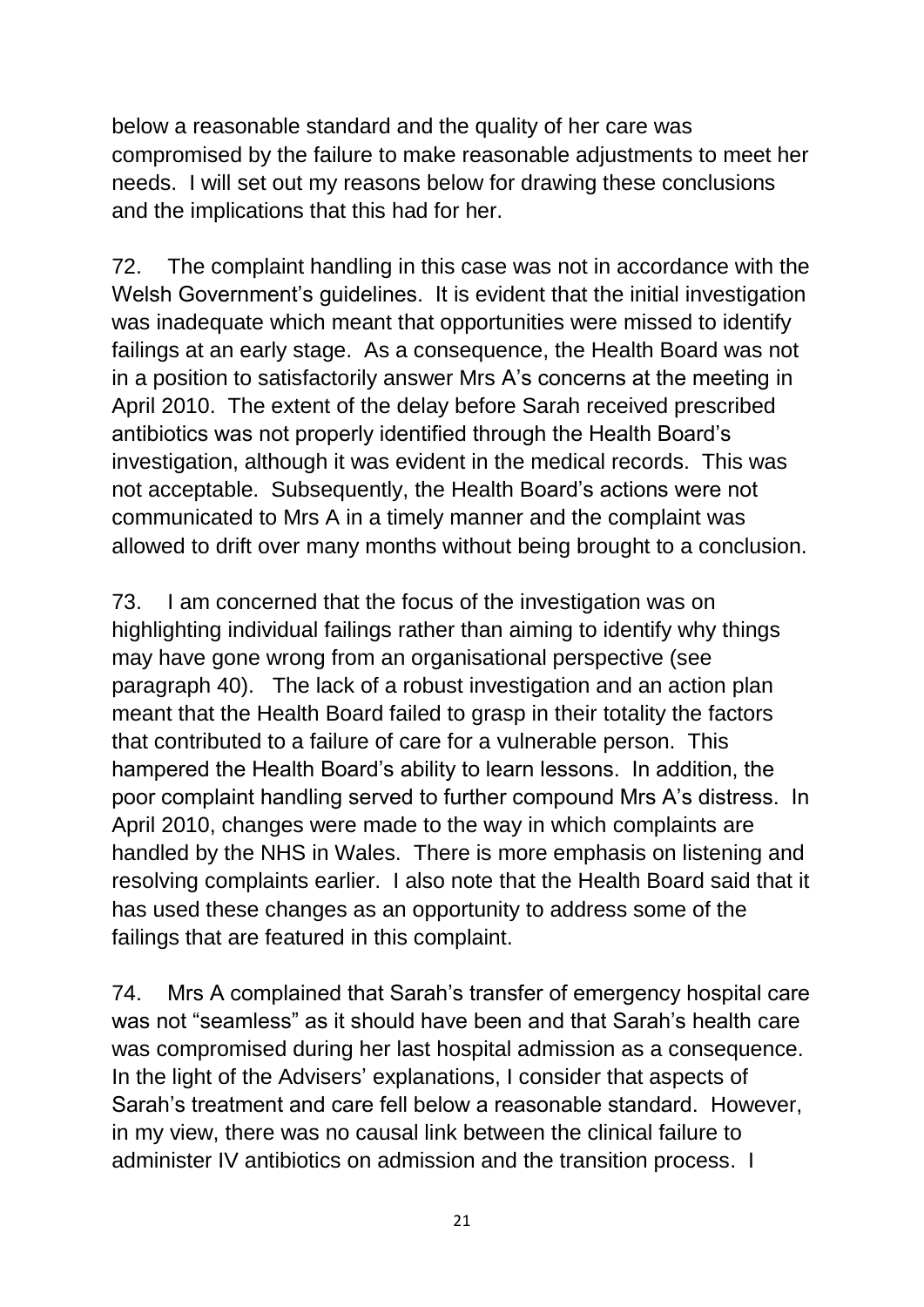below a reasonable standard and the quality of her care was compromised by the failure to make reasonable adjustments to meet her needs. I will set out my reasons below for drawing these conclusions and the implications that this had for her.

72. The complaint handling in this case was not in accordance with the Welsh Government's guidelines. It is evident that the initial investigation was inadequate which meant that opportunities were missed to identify failings at an early stage. As a consequence, the Health Board was not in a position to satisfactorily answer Mrs A's concerns at the meeting in April 2010. The extent of the delay before Sarah received prescribed antibiotics was not properly identified through the Health Board's investigation, although it was evident in the medical records. This was not acceptable. Subsequently, the Health Board's actions were not communicated to Mrs A in a timely manner and the complaint was allowed to drift over many months without being brought to a conclusion.

73. I am concerned that the focus of the investigation was on highlighting individual failings rather than aiming to identify why things may have gone wrong from an organisational perspective (see paragraph 40). The lack of a robust investigation and an action plan meant that the Health Board failed to grasp in their totality the factors that contributed to a failure of care for a vulnerable person. This hampered the Health Board's ability to learn lessons. In addition, the poor complaint handling served to further compound Mrs A's distress. In April 2010, changes were made to the way in which complaints are handled by the NHS in Wales. There is more emphasis on listening and resolving complaints earlier. I also note that the Health Board said that it has used these changes as an opportunity to address some of the failings that are featured in this complaint.

74. Mrs A complained that Sarah's transfer of emergency hospital care was not "seamless" as it should have been and that Sarah's health care was compromised during her last hospital admission as a consequence. In the light of the Advisers' explanations, I consider that aspects of Sarah's treatment and care fell below a reasonable standard. However, in my view, there was no causal link between the clinical failure to administer IV antibiotics on admission and the transition process. I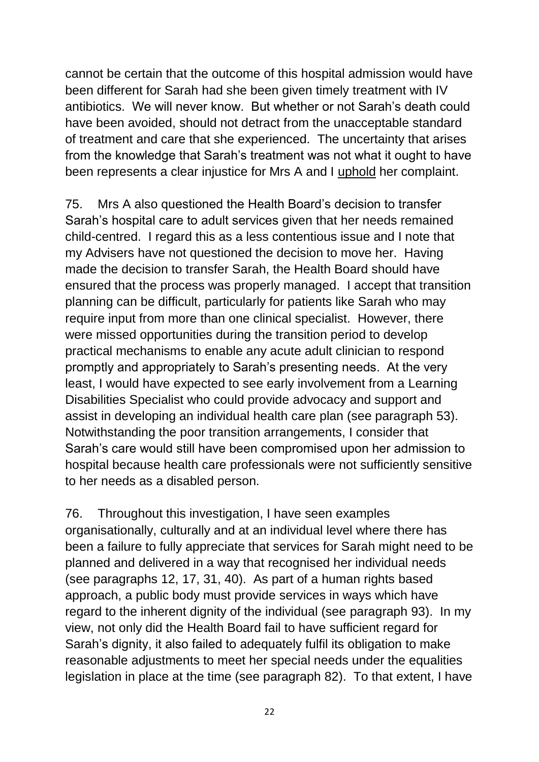cannot be certain that the outcome of this hospital admission would have been different for Sarah had she been given timely treatment with IV antibiotics. We will never know. But whether or not Sarah's death could have been avoided, should not detract from the unacceptable standard of treatment and care that she experienced. The uncertainty that arises from the knowledge that Sarah's treatment was not what it ought to have been represents a clear injustice for Mrs A and I <u>uphold</u> her complaint.

75. Mrs A also questioned the Health Board's decision to transfer Sarah's hospital care to adult services given that her needs remained child-centred. I regard this as a less contentious issue and I note that my Advisers have not questioned the decision to move her. Having made the decision to transfer Sarah, the Health Board should have ensured that the process was properly managed. I accept that transition planning can be difficult, particularly for patients like Sarah who may require input from more than one clinical specialist. However, there were missed opportunities during the transition period to develop practical mechanisms to enable any acute adult clinician to respond promptly and appropriately to Sarah's presenting needs. At the very least, I would have expected to see early involvement from a Learning Disabilities Specialist who could provide advocacy and support and assist in developing an individual health care plan (see paragraph 53). Notwithstanding the poor transition arrangements, I consider that Sarah's care would still have been compromised upon her admission to hospital because health care professionals were not sufficiently sensitive to her needs as a disabled person.

76. Throughout this investigation, I have seen examples organisationally, culturally and at an individual level where there has been a failure to fully appreciate that services for Sarah might need to be planned and delivered in a way that recognised her individual needs (see paragraphs 12, 17, 31, 40). As part of a human rights based approach, a public body must provide services in ways which have regard to the inherent dignity of the individual (see paragraph 93). In my view, not only did the Health Board fail to have sufficient regard for Sarah's dignity, it also failed to adequately fulfil its obligation to make reasonable adjustments to meet her special needs under the equalities legislation in place at the time (see paragraph 82). To that extent, I have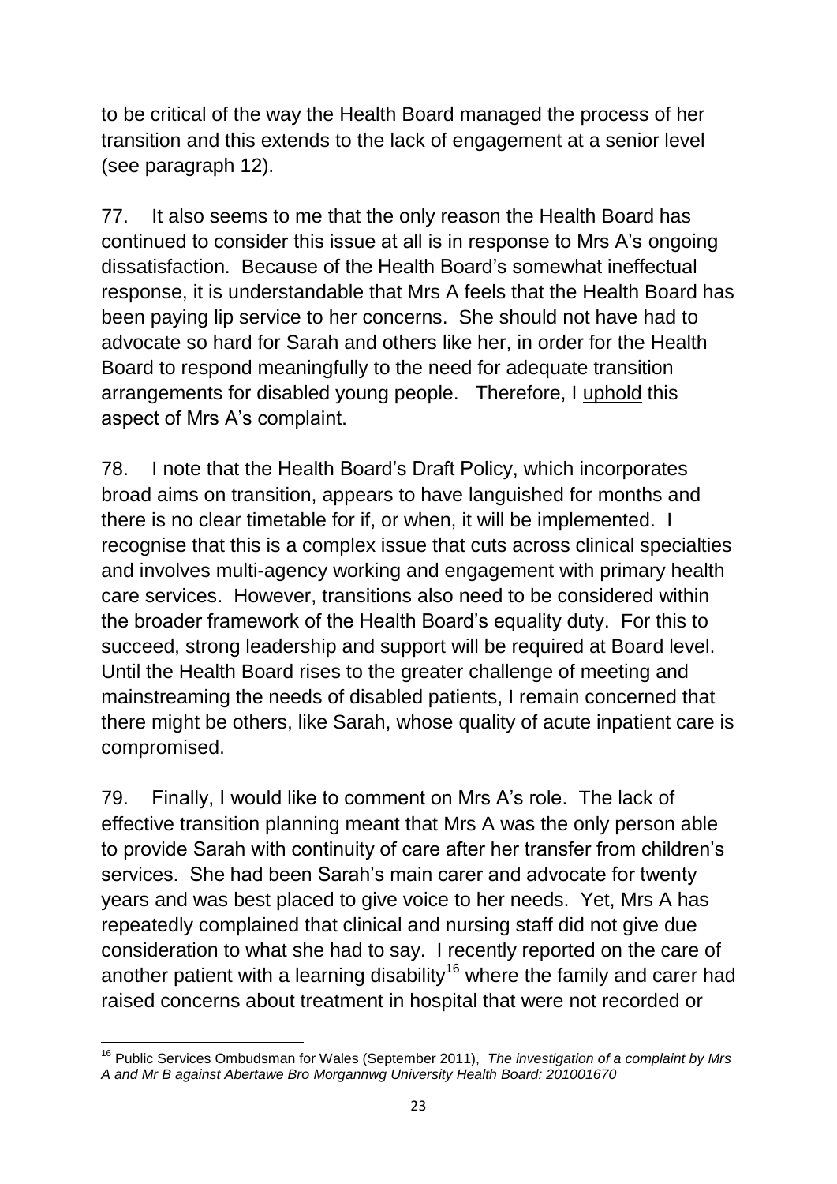to be critical of the way the Health Board managed the process of her transition and this extends to the lack of engagement at a senior level (see paragraph 12).

77. It also seems to me that the only reason the Health Board has continued to consider this issue at all is in response to Mrs A's ongoing dissatisfaction. Because of the Health Board's somewhat ineffectual response, it is understandable that Mrs A feels that the Health Board has been paying lip service to her concerns. She should not have had to advocate so hard for Sarah and others like her, in order for the Health Board to respond meaningfully to the need for adequate transition arrangements for disabled young people. Therefore, I uphold this aspect of Mrs A's complaint.

78. I note that the Health Board's Draft Policy, which incorporates broad aims on transition, appears to have languished for months and there is no clear timetable for if, or when, it will be implemented. I recognise that this is a complex issue that cuts across clinical specialties and involves multi-agency working and engagement with primary health care services. However, transitions also need to be considered within the broader framework of the Health Board's equality duty. For this to succeed, strong leadership and support will be required at Board level. Until the Health Board rises to the greater challenge of meeting and mainstreaming the needs of disabled patients, I remain concerned that there might be others, like Sarah, whose quality of acute inpatient care is compromised.

79. Finally, I would like to comment on Mrs A's role. The lack of effective transition planning meant that Mrs A was the only person able to provide Sarah with continuity of care after her transfer from children's services. She had been Sarah's main carer and advocate for twenty years and was best placed to give voice to her needs. Yet, Mrs A has repeatedly complained that clinical and nursing staff did not give due consideration to what she had to say. I recently reported on the care of another patient with a learning disability[16] where the family and carer had raised concerns about treatment in hospital that were not recorded or

---

[16] Public Services Ombudsman for Wales (September 2011), *The investigation of a complaint by Mrs A and Mr B against Abertawe Bro Morgannwg University Health Board: 201001670*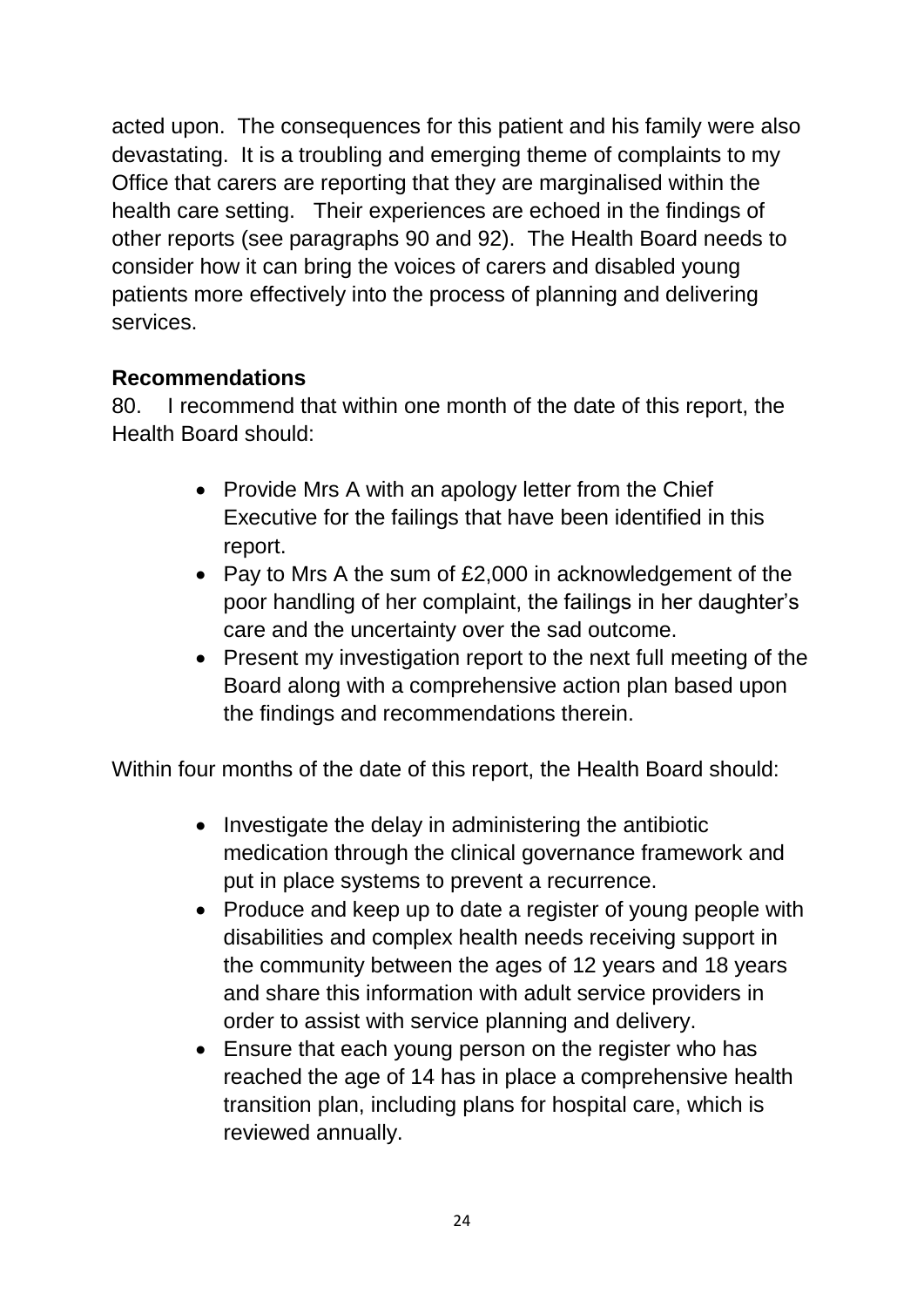acted upon. The consequences for this patient and his family were also devastating. It is a troubling and emerging theme of complaints to my Office that carers are reporting that they are marginalised within the health care setting. Their experiences are echoed in the findings of other reports (see paragraphs 90 and 92). The Health Board needs to consider how it can bring the voices of carers and disabled young patients more effectively into the process of planning and delivering services.

**Recommendations**

80. I recommend that within one month of the date of this report, the Health Board should:

- Provide Mrs A with an apology letter from the Chief Executive for the failings that have been identified in this report.
- Pay to Mrs A the sum of £2,000 in acknowledgement of the poor handling of her complaint, the failings in her daughter's care and the uncertainty over the sad outcome.
- Present my investigation report to the next full meeting of the Board along with a comprehensive action plan based upon the findings and recommendations therein.

Within four months of the date of this report, the Health Board should:

- Investigate the delay in administering the antibiotic medication through the clinical governance framework and put in place systems to prevent a recurrence.
- Produce and keep up to date a register of young people with disabilities and complex health needs receiving support in the community between the ages of 12 years and 18 years and share this information with adult service providers in order to assist with service planning and delivery.
- Ensure that each young person on the register who has reached the age of 14 has in place a comprehensive health transition plan, including plans for hospital care, which is reviewed annually.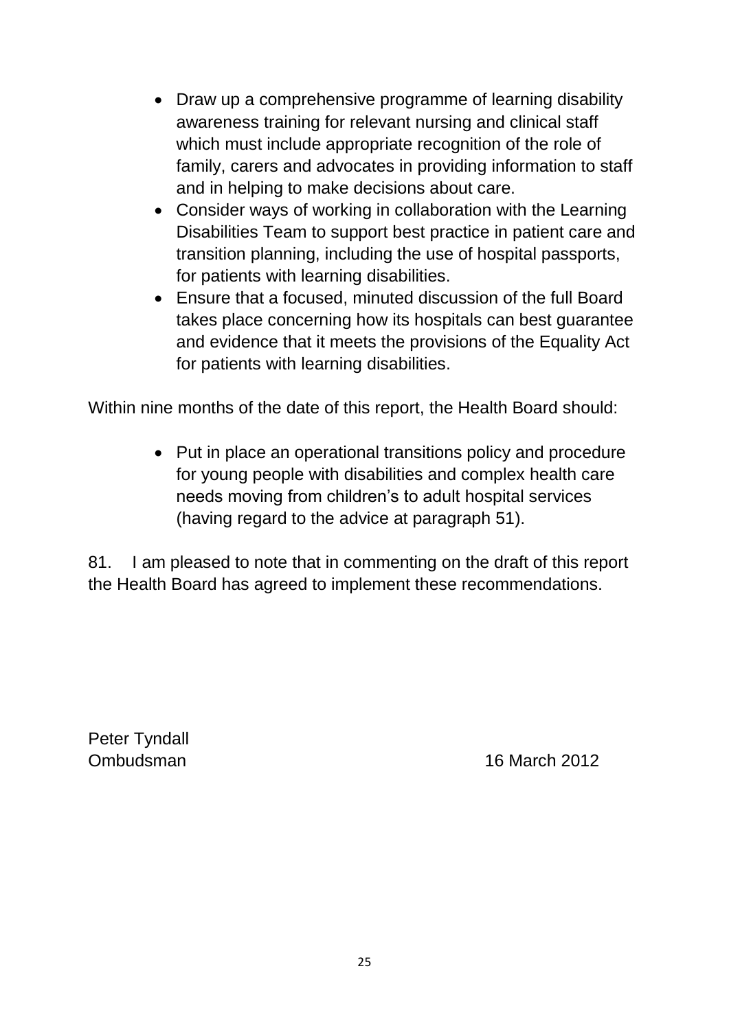- Draw up a comprehensive programme of learning disability awareness training for relevant nursing and clinical staff which must include appropriate recognition of the role of family, carers and advocates in providing information to staff and in helping to make decisions about care.
- Consider ways of working in collaboration with the Learning Disabilities Team to support best practice in patient care and transition planning, including the use of hospital passports, for patients with learning disabilities.
- Ensure that a focused, minuted discussion of the full Board takes place concerning how its hospitals can best guarantee and evidence that it meets the provisions of the Equality Act for patients with learning disabilities.

Within nine months of the date of this report, the Health Board should:

- Put in place an operational transitions policy and procedure for young people with disabilities and complex health care needs moving from children's to adult hospital services (having regard to the advice at paragraph 51).

81. I am pleased to note that in commenting on the draft of this report the Health Board has agreed to implement these recommendations.

Peter Tyndall
Ombudsman 16 March 2012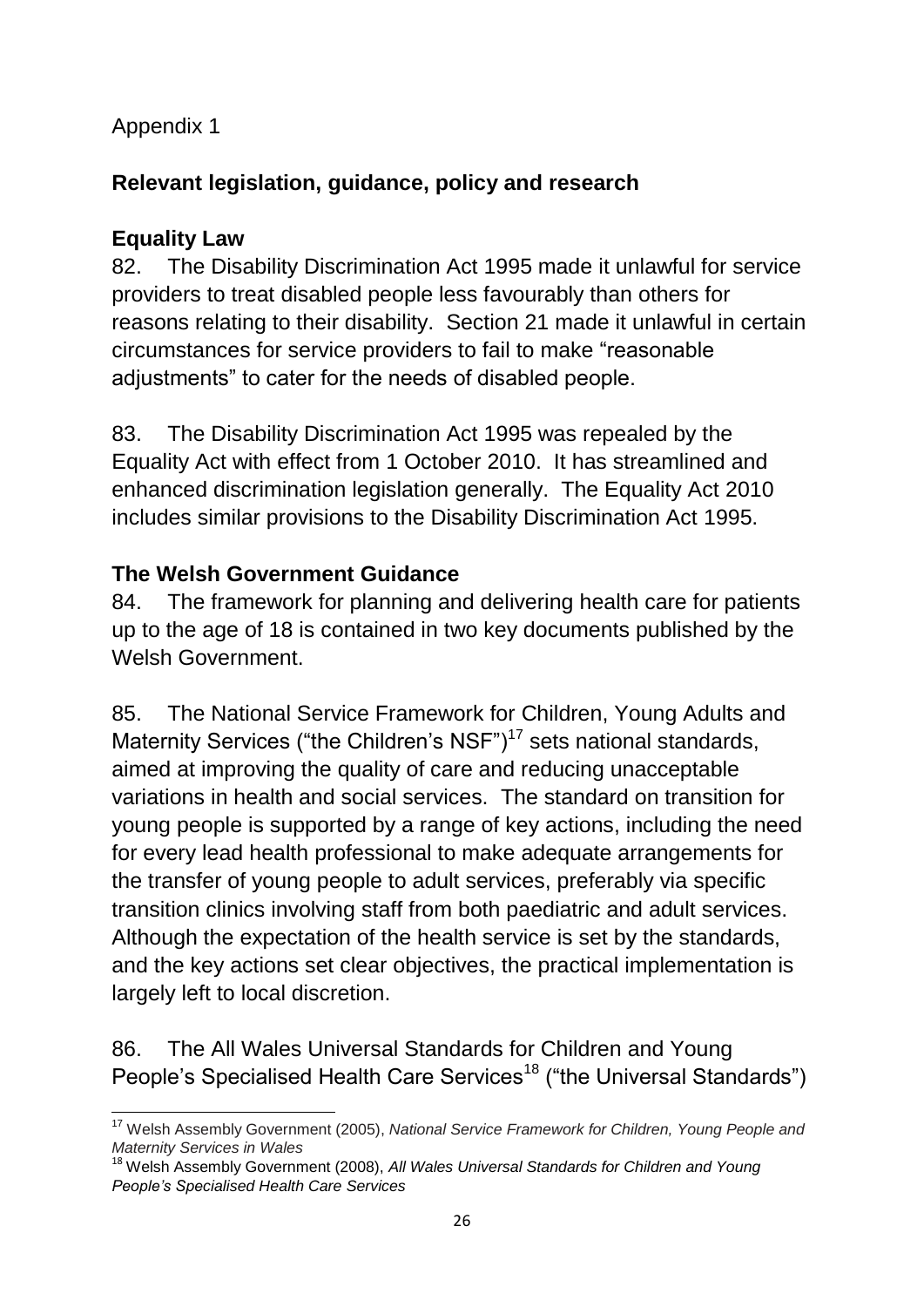Appendix 1

## Relevant legislation, guidance, policy and research

### Equality Law

82. The Disability Discrimination Act 1995 made it unlawful for service providers to treat disabled people less favourably than others for reasons relating to their disability. Section 21 made it unlawful in certain circumstances for service providers to fail to make "reasonable adjustments" to cater for the needs of disabled people.

83. The Disability Discrimination Act 1995 was repealed by the Equality Act with effect from 1 October 2010. It has streamlined and enhanced discrimination legislation generally. The Equality Act 2010 includes similar provisions to the Disability Discrimination Act 1995.

### The Welsh Government Guidance

84. The framework for planning and delivering health care for patients up to the age of 18 is contained in two key documents published by the Welsh Government.

85. The National Service Framework for Children, Young Adults and Maternity Services ("the Children's NSF")[17] sets national standards, aimed at improving the quality of care and reducing unacceptable variations in health and social services. The standard on transition for young people is supported by a range of key actions, including the need for every lead health professional to make adequate arrangements for the transfer of young people to adult services, preferably via specific transition clinics involving staff from both paediatric and adult services. Although the expectation of the health service is set by the standards, and the key actions set clear objectives, the practical implementation is largely left to local discretion.

86. The All Wales Universal Standards for Children and Young People's Specialised Health Care Services[18] ("the Universal Standards")

---

[17] Welsh Assembly Government (2005), *National Service Framework for Children, Young People and Maternity Services in Wales*

[18] Welsh Assembly Government (2008), *All Wales Universal Standards for Children and Young People's Specialised Health Care Services*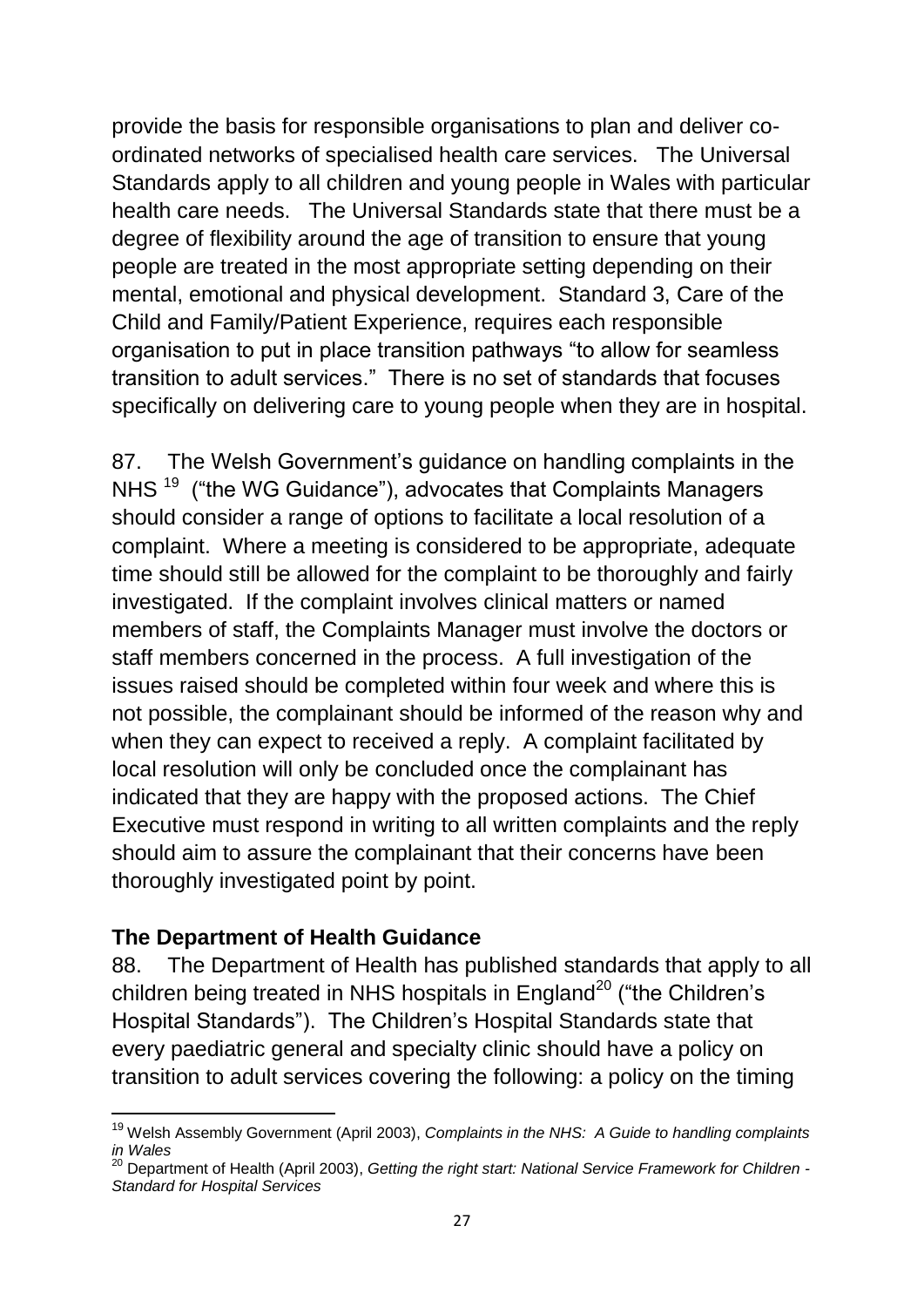provide the basis for responsible organisations to plan and deliver co-ordinated networks of specialised health care services. The Universal Standards apply to all children and young people in Wales with particular health care needs. The Universal Standards state that there must be a degree of flexibility around the age of transition to ensure that young people are treated in the most appropriate setting depending on their mental, emotional and physical development. Standard 3, Care of the Child and Family/Patient Experience, requires each responsible organisation to put in place transition pathways "to allow for seamless transition to adult services." There is no set of standards that focuses specifically on delivering care to young people when they are in hospital.

87. The Welsh Government's guidance on handling complaints in the NHS [19] ("the WG Guidance"), advocates that Complaints Managers should consider a range of options to facilitate a local resolution of a complaint. Where a meeting is considered to be appropriate, adequate time should still be allowed for the complaint to be thoroughly and fairly investigated. If the complaint involves clinical matters or named members of staff, the Complaints Manager must involve the doctors or staff members concerned in the process. A full investigation of the issues raised should be completed within four week and where this is not possible, the complainant should be informed of the reason why and when they can expect to received a reply. A complaint facilitated by local resolution will only be concluded once the complainant has indicated that they are happy with the proposed actions. The Chief Executive must respond in writing to all written complaints and the reply should aim to assure the complainant that their concerns have been thoroughly investigated point by point.

**The Department of Health Guidance**

88. The Department of Health has published standards that apply to all children being treated in NHS hospitals in England[20] ("the Children's Hospital Standards"). The Children's Hospital Standards state that every paediatric general and specialty clinic should have a policy on transition to adult services covering the following: a policy on the timing

---

[19] Welsh Assembly Government (April 2003), *Complaints in the NHS: A Guide to handling complaints in Wales*

[20] Department of Health (April 2003), *Getting the right start: National Service Framework for Children - Standard for Hospital Services*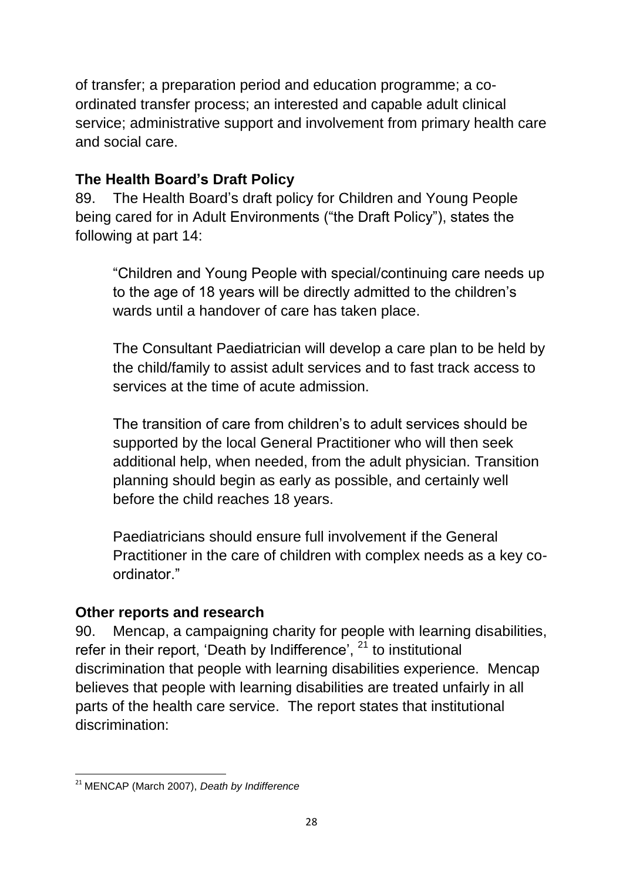of transfer; a preparation period and education programme; a co-ordinated transfer process; an interested and capable adult clinical service; administrative support and involvement from primary health care and social care.

**The Health Board's Draft Policy**

89. The Health Board's draft policy for Children and Young People being cared for in Adult Environments ("the Draft Policy"), states the following at part 14:

> "Children and Young People with special/continuing care needs up to the age of 18 years will be directly admitted to the children's wards until a handover of care has taken place.
>
> The Consultant Paediatrician will develop a care plan to be held by the child/family to assist adult services and to fast track access to services at the time of acute admission.
>
> The transition of care from children's to adult services should be supported by the local General Practitioner who will then seek additional help, when needed, from the adult physician. Transition planning should begin as early as possible, and certainly well before the child reaches 18 years.
>
> Paediatricians should ensure full involvement if the General Practitioner in the care of children with complex needs as a key co-ordinator."

**Other reports and research**

90. Mencap, a campaigning charity for people with learning disabilities, refer in their report, 'Death by Indifference', [21] to institutional discrimination that people with learning disabilities experience. Mencap believes that people with learning disabilities are treated unfairly in all parts of the health care service. The report states that institutional discrimination:

[21] MENCAP (March 2007), *Death by Indifference*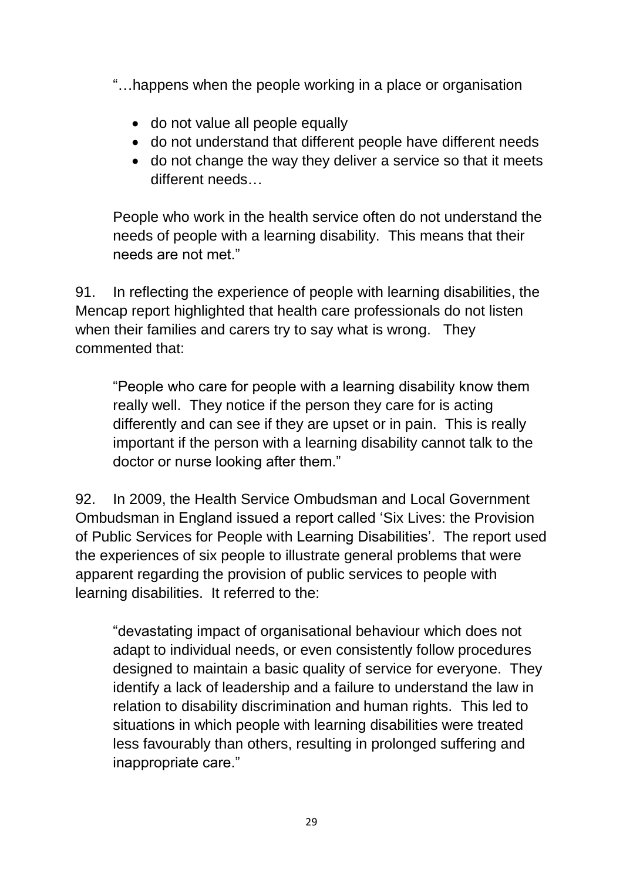"…happens when the people working in a place or organisation

> - do not value all people equally
> - do not understand that different people have different needs
> - do not change the way they deliver a service so that it meets different needs…
>
> People who work in the health service often do not understand the needs of people with a learning disability. This means that their needs are not met."

91. In reflecting the experience of people with learning disabilities, the Mencap report highlighted that health care professionals do not listen when their families and carers try to say what is wrong. They commented that:

> "People who care for people with a learning disability know them really well. They notice if the person they care for is acting differently and can see if they are upset or in pain. This is really important if the person with a learning disability cannot talk to the doctor or nurse looking after them."

92. In 2009, the Health Service Ombudsman and Local Government Ombudsman in England issued a report called 'Six Lives: the Provision of Public Services for People with Learning Disabilities'. The report used the experiences of six people to illustrate general problems that were apparent regarding the provision of public services to people with learning disabilities. It referred to the:

> "devastating impact of organisational behaviour which does not adapt to individual needs, or even consistently follow procedures designed to maintain a basic quality of service for everyone. They identify a lack of leadership and a failure to understand the law in relation to disability discrimination and human rights. This led to situations in which people with learning disabilities were treated less favourably than others, resulting in prolonged suffering and inappropriate care."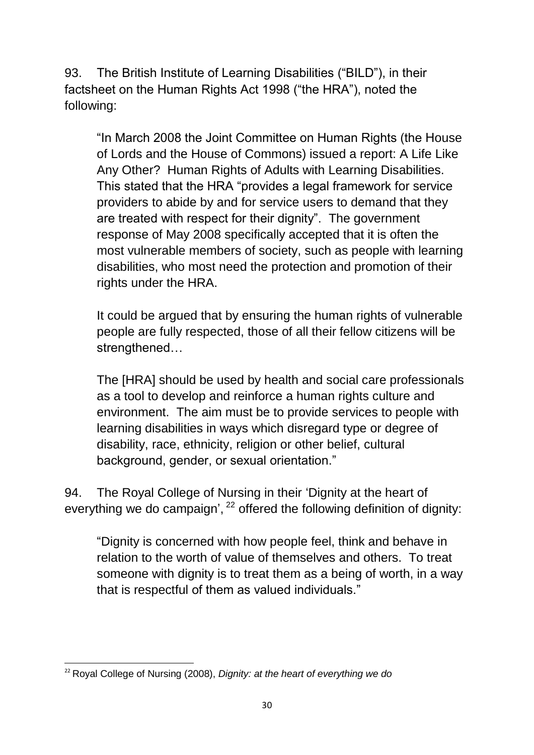93. The British Institute of Learning Disabilities ("BILD"), in their factsheet on the Human Rights Act 1998 ("the HRA"), noted the following:

> "In March 2008 the Joint Committee on Human Rights (the House of Lords and the House of Commons) issued a report: A Life Like Any Other? Human Rights of Adults with Learning Disabilities. This stated that the HRA "provides a legal framework for service providers to abide by and for service users to demand that they are treated with respect for their dignity". The government response of May 2008 specifically accepted that it is often the most vulnerable members of society, such as people with learning disabilities, who most need the protection and promotion of their rights under the HRA.
>
> It could be argued that by ensuring the human rights of vulnerable people are fully respected, those of all their fellow citizens will be strengthened…
>
> The [HRA] should be used by health and social care professionals as a tool to develop and reinforce a human rights culture and environment. The aim must be to provide services to people with learning disabilities in ways which disregard type or degree of disability, race, ethnicity, religion or other belief, cultural background, gender, or sexual orientation."

94. The Royal College of Nursing in their 'Dignity at the heart of everything we do campaign', [22] offered the following definition of dignity:

> "Dignity is concerned with how people feel, think and behave in relation to the worth of value of themselves and others. To treat someone with dignity is to treat them as a being of worth, in a way that is respectful of them as valued individuals."

---

[22] Royal College of Nursing (2008), *Dignity: at the heart of everything we do*